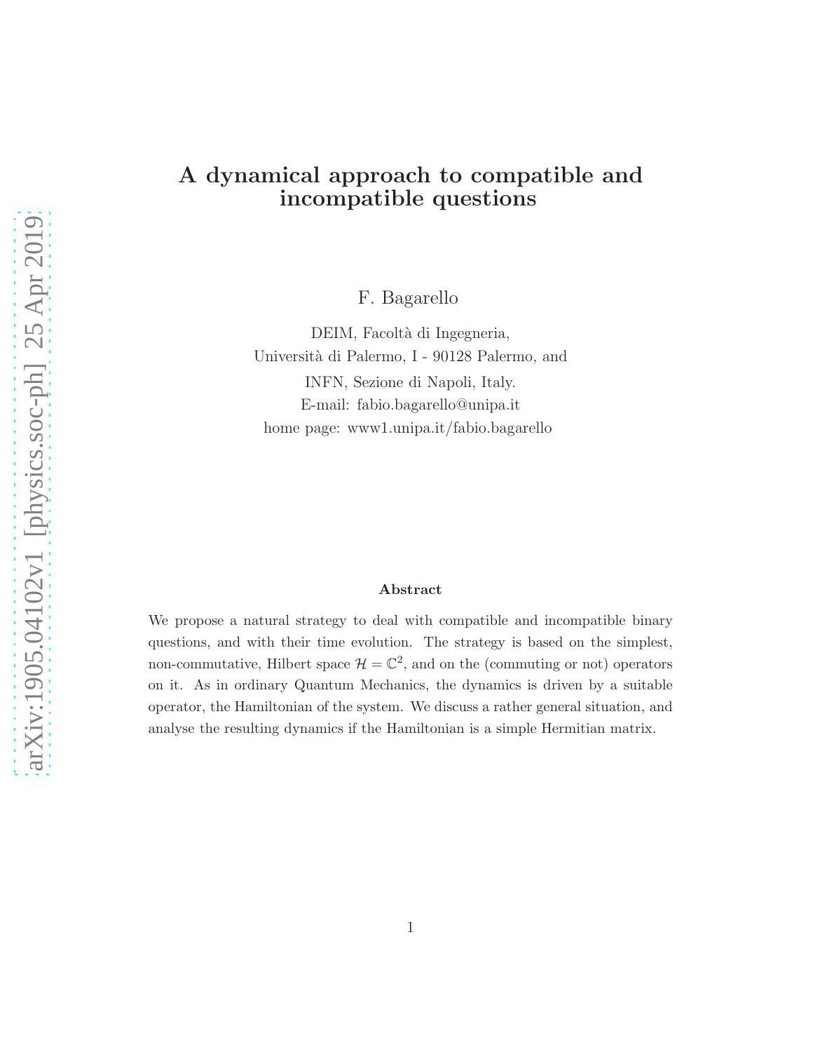# A dynamical approach to compatible and incompatible questions

F. Bagarello

DEIM, Facoltà di Ingegneria,
Università di Palermo, I - 90128 Palermo, and
INFN, Sezione di Napoli, Italy.
E-mail: fabio.bagarello@unipa.it
home page: www1.unipa.it/fabio.bagarello

arXiv:1905.04102v1 [physics.soc-ph] 25 Apr 2019

### Abstract

We propose a natural strategy to deal with compatible and incompatible binary questions, and with their time evolution. The strategy is based on the simplest, non-commutative, Hilbert space $\mathcal{H} = \mathbb{C}^2$, and on the (commuting or not) operators on it. As in ordinary Quantum Mechanics, the dynamics is driven by a suitable operator, the Hamiltonian of the system. We discuss a rather general situation, and analyse the resulting dynamics if the Hamiltonian is a simple Hermitian matrix.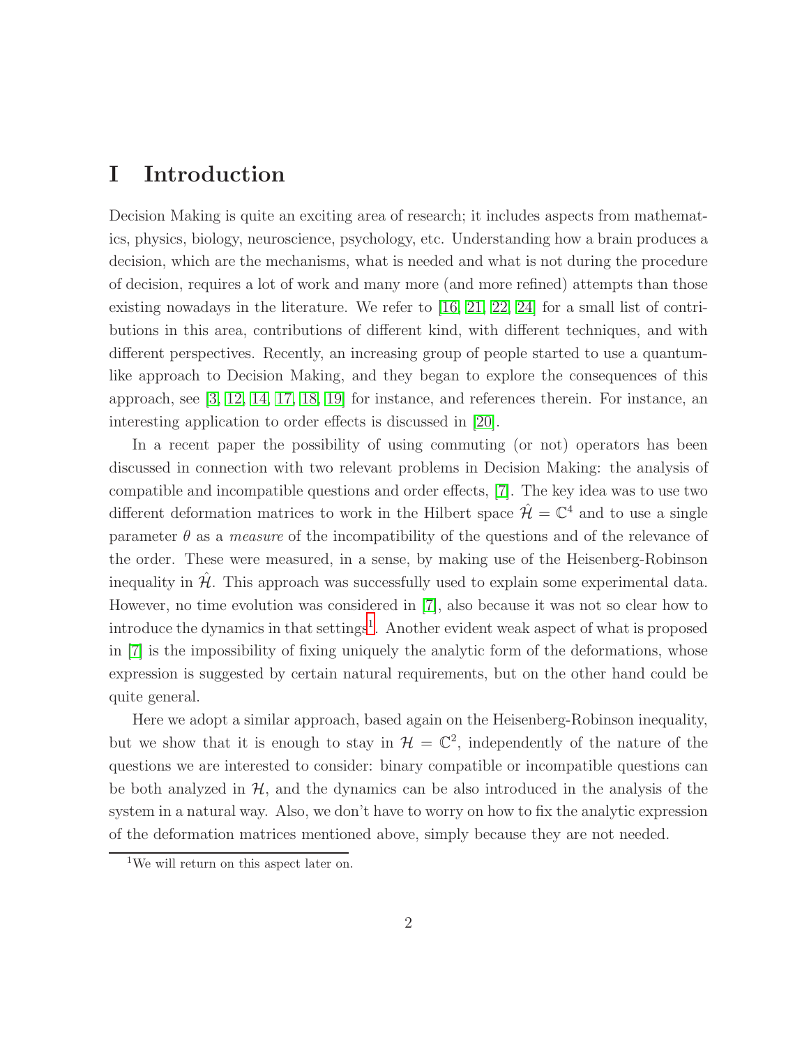# I Introduction

Decision Making is quite an exciting area of research; it includes aspects from mathematics, physics, biology, neuroscience, psychology, etc. Understanding how a brain produces a decision, which are the mechanisms, what is needed and what is not during the procedure of decision, requires a lot of work and many more (and more refined) attempts than those existing nowadays in the literature. We refer to [16, 21, 22, 24] for a small list of contributions in this area, contributions of different kind, with different techniques, and with different perspectives. Recently, an increasing group of people started to use a quantum-like approach to Decision Making, and they began to explore the consequences of this approach, see [3, 12, 14, 17, 18, 19] for instance, and references therein. For instance, an interesting application to order effects is discussed in [20].

In a recent paper the possibility of using commuting (or not) operators has been discussed in connection with two relevant problems in Decision Making: the analysis of compatible and incompatible questions and order effects, [7]. The key idea was to use two different deformation matrices to work in the Hilbert space $\hat{\mathcal{H}} = \mathbb{C}^4$ and to use a single parameter $\theta$ as a *measure* of the incompatibility of the questions and of the relevance of the order. These were measured, in a sense, by making use of the Heisenberg-Robinson inequality in $\hat{\mathcal{H}}$. This approach was successfully used to explain some experimental data. However, no time evolution was considered in [7], also because it was not so clear how to introduce the dynamics in that settings[1]. Another evident weak aspect of what is proposed in [7] is the impossibility of fixing uniquely the analytic form of the deformations, whose expression is suggested by certain natural requirements, but on the other hand could be quite general.

Here we adopt a similar approach, based again on the Heisenberg-Robinson inequality, but we show that it is enough to stay in $\mathcal{H} = \mathbb{C}^2$, independently of the nature of the questions we are interested to consider: binary compatible or incompatible questions can be both analyzed in $\mathcal{H}$, and the dynamics can be also introduced in the analysis of the system in a natural way. Also, we don't have to worry on how to fix the analytic expression of the deformation matrices mentioned above, simply because they are not needed.

[1] We will return on this aspect later on.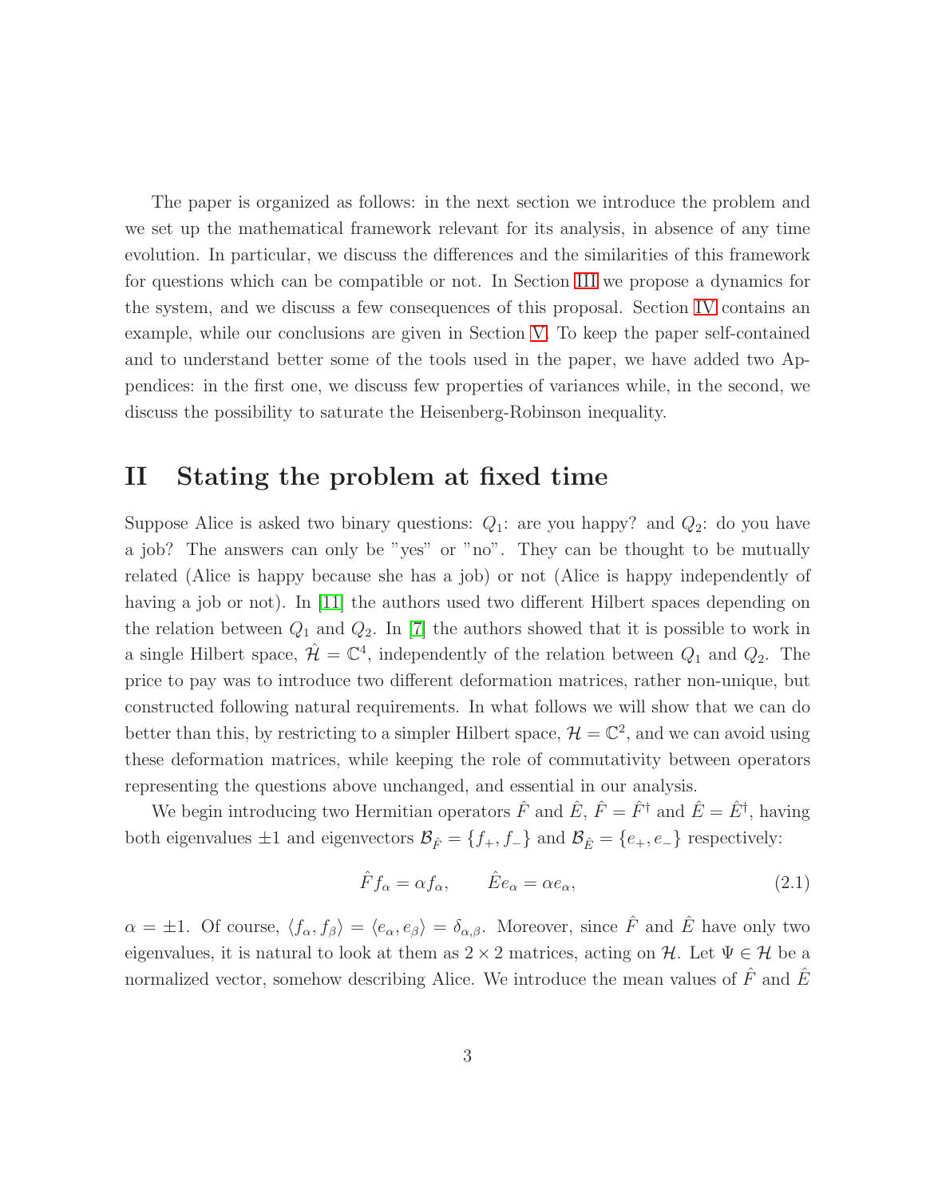The paper is organized as follows: in the next section we introduce the problem and we set up the mathematical framework relevant for its analysis, in absence of any time evolution. In particular, we discuss the differences and the similarities of this framework for questions which can be compatible or not. In Section III we propose a dynamics for the system, and we discuss a few consequences of this proposal. Section IV contains an example, while our conclusions are given in Section V. To keep the paper self-contained and to understand better some of the tools used in the paper, we have added two Appendices: in the first one, we discuss few properties of variances while, in the second, we discuss the possibility to saturate the Heisenberg-Robinson inequality.

# II Stating the problem at fixed time

Suppose Alice is asked two binary questions: $Q_1$: are you happy? and $Q_2$: do you have a job? The answers can only be "yes" or "no". They can be thought to be mutually related (Alice is happy because she has a job) or not (Alice is happy independently of having a job or not). In [11] the authors used two different Hilbert spaces depending on the relation between $Q_1$ and $Q_2$. In [7] the authors showed that it is possible to work in a single Hilbert space, $\hat{\mathcal{H}} = \mathbb{C}^4$, independently of the relation between $Q_1$ and $Q_2$. The price to pay was to introduce two different deformation matrices, rather non-unique, but constructed following natural requirements. In what follows we will show that we can do better than this, by restricting to a simpler Hilbert space, $\mathcal{H} = \mathbb{C}^2$, and we can avoid using these deformation matrices, while keeping the role of commutativity between operators representing the questions above unchanged, and essential in our analysis.

We begin introducing two Hermitian operators $\hat{F}$ and $\hat{E}$, $\hat{F} = \hat{F}^\dagger$ and $\hat{E} = \hat{E}^\dagger$, having both eigenvalues $\pm 1$ and eigenvectors $\mathcal{B}_{\hat{F}} = \{f_+, f_-\}$ and $\mathcal{B}_{\hat{E}} = \{e_+, e_-\}$ respectively:

$$\hat{F} f_\alpha = \alpha f_\alpha, \qquad \hat{E} e_\alpha = \alpha e_\alpha, \tag{2.1}$$

$\alpha = \pm 1$. Of course, $\langle f_\alpha, f_\beta \rangle = \langle e_\alpha, e_\beta \rangle = \delta_{\alpha,\beta}$. Moreover, since $\hat{F}$ and $\hat{E}$ have only two eigenvalues, it is natural to look at them as $2 \times 2$ matrices, acting on $\mathcal{H}$. Let $\Psi \in \mathcal{H}$ be a normalized vector, somehow describing Alice. We introduce the mean values of $\hat{F}$ and $\hat{E}$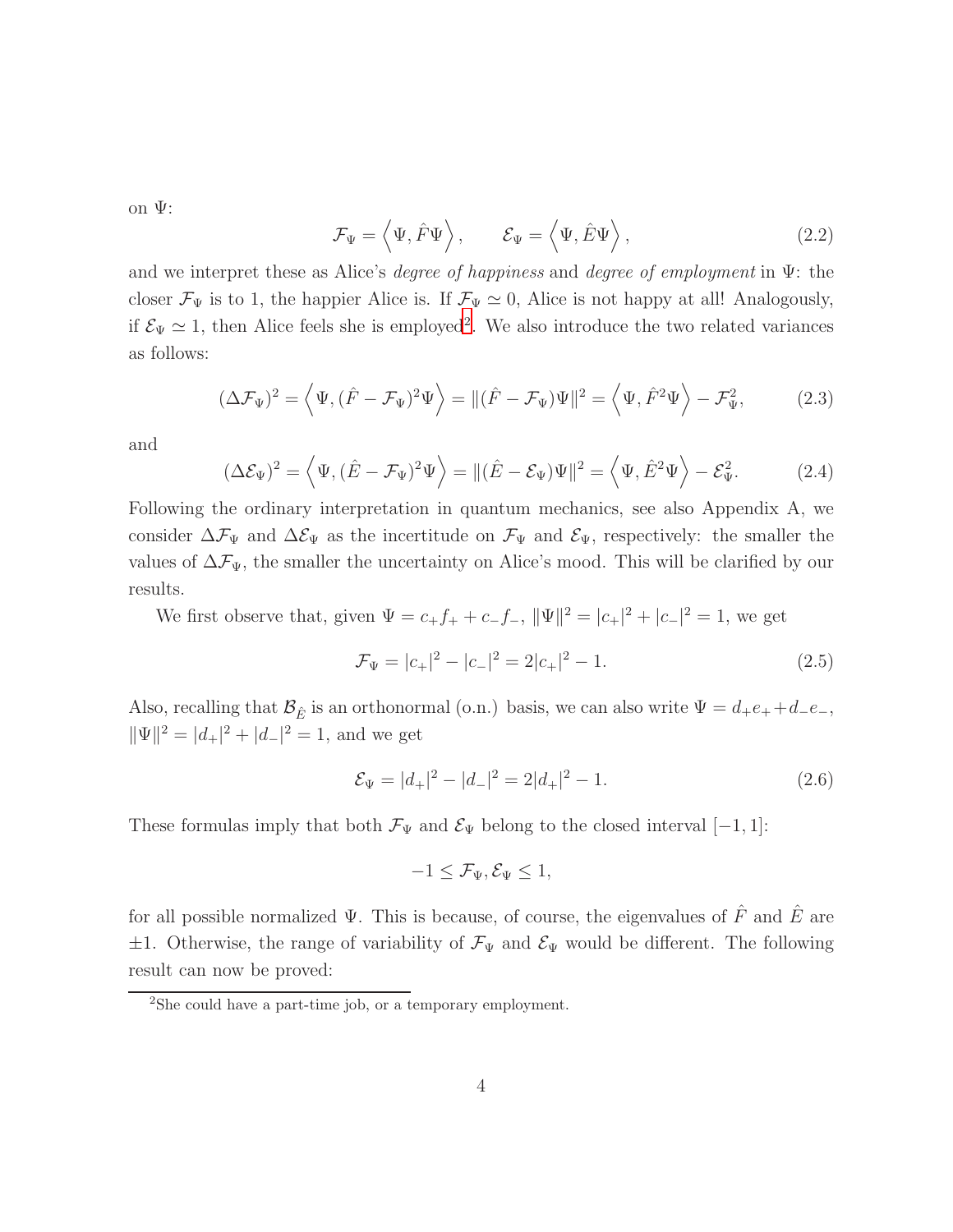on $\Psi$:

$$\mathcal{F}_\Psi = \left\langle \Psi, \hat{F}\Psi \right\rangle, \qquad \mathcal{E}_\Psi = \left\langle \Psi, \hat{E}\Psi \right\rangle, \tag{2.2}$$

and we interpret these as Alice's *degree of happiness* and *degree of employment* in $\Psi$: the closer $\mathcal{F}_\Psi$ is to 1, the happier Alice is. If $\mathcal{F}_\Psi \simeq 0$, Alice is not happy at all! Analogously, if $\mathcal{E}_\Psi \simeq 1$, then Alice feels she is employed[2]. We also introduce the two related variances as follows:

$$(\Delta\mathcal{F}_\Psi)^2 = \left\langle \Psi, (\hat{F} - \mathcal{F}_\Psi)^2\Psi \right\rangle = \|(\hat{F} - \mathcal{F}_\Psi)\Psi\|^2 = \left\langle \Psi, \hat{F}^2\Psi \right\rangle - \mathcal{F}_\Psi^2, \tag{2.3}$$

and

$$(\Delta\mathcal{E}_\Psi)^2 = \left\langle \Psi, (\hat{E} - \mathcal{F}_\Psi)^2\Psi \right\rangle = \|(\hat{E} - \mathcal{E}_\Psi)\Psi\|^2 = \left\langle \Psi, \hat{E}^2\Psi \right\rangle - \mathcal{E}_\Psi^2. \tag{2.4}$$

Following the ordinary interpretation in quantum mechanics, see also Appendix A, we consider $\Delta\mathcal{F}_\Psi$ and $\Delta\mathcal{E}_\Psi$ as the incertitude on $\mathcal{F}_\Psi$ and $\mathcal{E}_\Psi$, respectively: the smaller the values of $\Delta\mathcal{F}_\Psi$, the smaller the uncertainty on Alice's mood. This will be clarified by our results.

We first observe that, given $\Psi = c_+f_+ + c_-f_-$, $\|\Psi\|^2 = |c_+|^2 + |c_-|^2 = 1$, we get

$$\mathcal{F}_\Psi = |c_+|^2 - |c_-|^2 = 2|c_+|^2 - 1. \tag{2.5}$$

Also, recalling that $\mathcal{B}_{\hat{E}}$ is an orthonormal (o.n.) basis, we can also write $\Psi = d_+e_+ + d_-e_-$, $\|\Psi\|^2 = |d_+|^2 + |d_-|^2 = 1$, and we get

$$\mathcal{E}_\Psi = |d_+|^2 - |d_-|^2 = 2|d_+|^2 - 1. \tag{2.6}$$

These formulas imply that both $\mathcal{F}_\Psi$ and $\mathcal{E}_\Psi$ belong to the closed interval $[-1, 1]$:

$$-1 \leq \mathcal{F}_\Psi, \mathcal{E}_\Psi \leq 1,$$

for all possible normalized $\Psi$. This is because, of course, the eigenvalues of $\hat{F}$ and $\hat{E}$ are $\pm 1$. Otherwise, the range of variability of $\mathcal{F}_\Psi$ and $\mathcal{E}_\Psi$ would be different. The following result can now be proved:

[2] She could have a part-time job, or a temporary employment.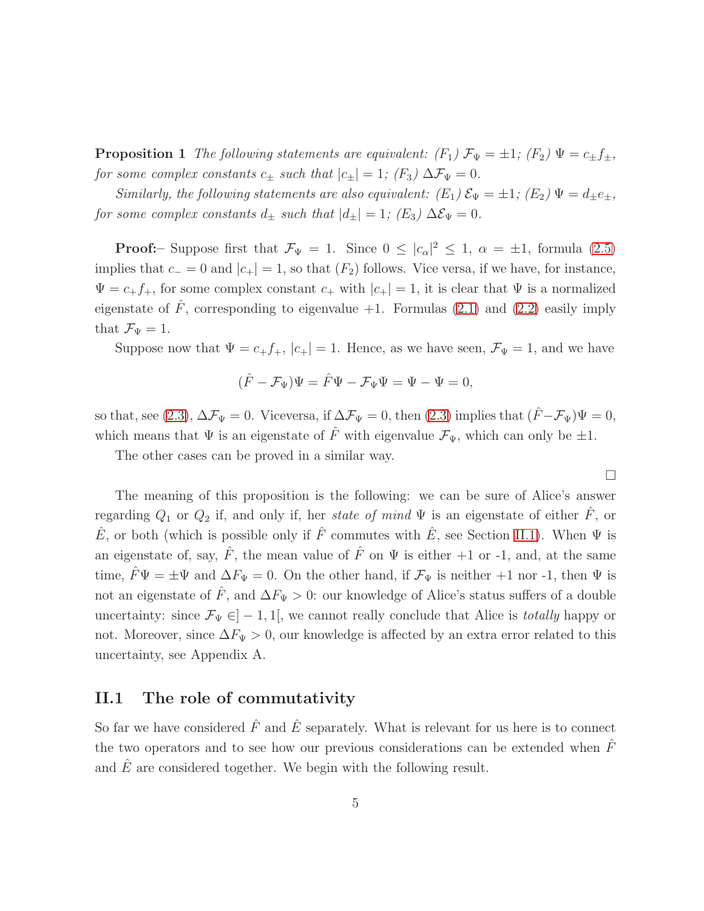**Proposition 1** *The following statements are equivalent: ($F_1$) $\mathcal{F}_\Psi = \pm 1$; ($F_2$) $\Psi = c_\pm f_\pm$, for some complex constants $c_\pm$ such that $|c_\pm| = 1$; ($F_3$) $\Delta\mathcal{F}_\Psi = 0$.*

*Similarly, the following statements are also equivalent: ($E_1$) $\mathcal{E}_\Psi = \pm 1$; ($E_2$) $\Psi = d_\pm e_\pm$, for some complex constants $d_\pm$ such that $|d_\pm| = 1$; ($E_3$) $\Delta\mathcal{E}_\Psi = 0$.*

**Proof:**– Suppose first that $\mathcal{F}_\Psi = 1$. Since $0 \leq |c_\alpha|^2 \leq 1$, $\alpha = \pm 1$, formula (2.5) implies that $c_- = 0$ and $|c_+| = 1$, so that ($F_2$) follows. Vice versa, if we have, for instance, $\Psi = c_+ f_+$, for some complex constant $c_+$ with $|c_+| = 1$, it is clear that $\Psi$ is a normalized eigenstate of $\hat{F}$, corresponding to eigenvalue $+1$. Formulas (2.1) and (2.2) easily imply that $\mathcal{F}_\Psi = 1$.

Suppose now that $\Psi = c_+ f_+$, $|c_+| = 1$. Hence, as we have seen, $\mathcal{F}_\Psi = 1$, and we have

$$(\hat{F} - \mathcal{F}_\Psi)\Psi = \hat{F}\Psi - \mathcal{F}_\Psi\Psi = \Psi - \Psi = 0,$$

so that, see (2.3), $\Delta\mathcal{F}_\Psi = 0$. Viceversa, if $\Delta\mathcal{F}_\Psi = 0$, then (2.3) implies that $(\hat{F} - \mathcal{F}_\Psi)\Psi = 0$, which means that $\Psi$ is an eigenstate of $\hat{F}$ with eigenvalue $\mathcal{F}_\Psi$, which can only be $\pm 1$.

The other cases can be proved in a similar way.

$\square$

The meaning of this proposition is the following: we can be sure of Alice's answer regarding $Q_1$ or $Q_2$ if, and only if, her *state of mind* $\Psi$ is an eigenstate of either $\hat{F}$, or $\hat{E}$, or both (which is possible only if $\hat{F}$ commutes with $\hat{E}$, see Section II.1). When $\Psi$ is an eigenstate of, say, $\hat{F}$, the mean value of $\hat{F}$ on $\Psi$ is either $+1$ or -1, and, at the same time, $\hat{F}\Psi = \pm\Psi$ and $\Delta F_\Psi = 0$. On the other hand, if $\mathcal{F}_\Psi$ is neither $+1$ nor -1, then $\Psi$ is not an eigenstate of $\hat{F}$, and $\Delta F_\Psi > 0$: our knowledge of Alice's status suffers of a double uncertainty: since $\mathcal{F}_\Psi \in ]-1, 1[$, we cannot really conclude that Alice is *totally* happy or not. Moreover, since $\Delta F_\Psi > 0$, our knowledge is affected by an extra error related to this uncertainty, see Appendix A.

## II.1 The role of commutativity

So far we have considered $\hat{F}$ and $\hat{E}$ separately. What is relevant for us here is to connect the two operators and to see how our previous considerations can be extended when $\hat{F}$ and $\hat{E}$ are considered together. We begin with the following result.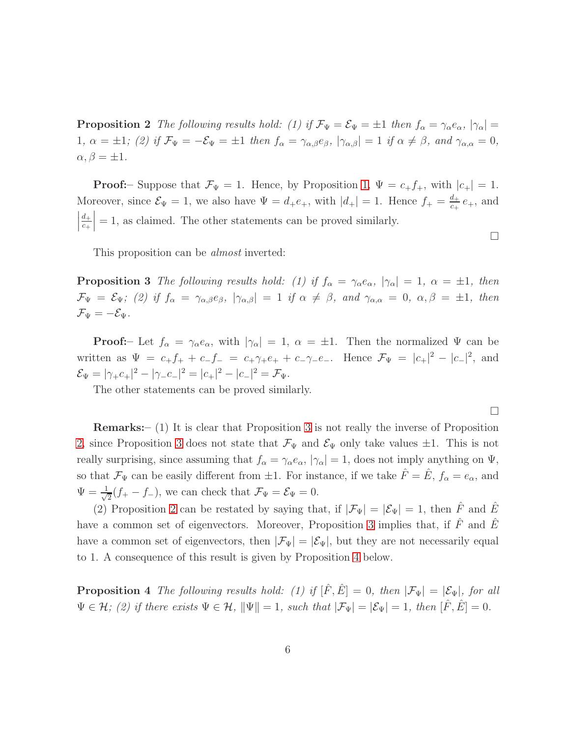**Proposition 2** *The following results hold: (1) if $\mathcal{F}_\Psi = \mathcal{E}_\Psi = \pm 1$ then $f_\alpha = \gamma_\alpha e_\alpha$, $|\gamma_\alpha| = 1$, $\alpha = \pm 1$; (2) if $\mathcal{F}_\Psi = -\mathcal{E}_\Psi = \pm 1$ then $f_\alpha = \gamma_{\alpha,\beta} e_\beta$, $|\gamma_{\alpha,\beta}| = 1$ if $\alpha \neq \beta$, and $\gamma_{\alpha,\alpha} = 0$, $\alpha, \beta = \pm 1$.*

**Proof:**– Suppose that $\mathcal{F}_\Psi = 1$. Hence, by Proposition 1, $\Psi = c_+ f_+$, with $|c_+| = 1$. Moreover, since $\mathcal{E}_\Psi = 1$, we also have $\Psi = d_+ e_+$, with $|d_+| = 1$. Hence $f_+ = \frac{d_+}{c_+} e_+$, and $\left|\frac{d_+}{c_+}\right| = 1$, as claimed. The other statements can be proved similarly.

$\square$

This proposition can be *almost* inverted:

**Proposition 3** *The following results hold: (1) if $f_\alpha = \gamma_\alpha e_\alpha$, $|\gamma_\alpha| = 1$, $\alpha = \pm 1$, then $\mathcal{F}_\Psi = \mathcal{E}_\Psi$; (2) if $f_\alpha = \gamma_{\alpha,\beta} e_\beta$, $|\gamma_{\alpha,\beta}| = 1$ if $\alpha \neq \beta$, and $\gamma_{\alpha,\alpha} = 0$, $\alpha, \beta = \pm 1$, then $\mathcal{F}_\Psi = -\mathcal{E}_\Psi$.*

**Proof:**– Let $f_\alpha = \gamma_\alpha e_\alpha$, with $|\gamma_\alpha| = 1$, $\alpha = \pm 1$. Then the normalized $\Psi$ can be written as $\Psi = c_+ f_+ + c_- f_- = c_+ \gamma_+ e_+ + c_- \gamma_- e_-$. Hence $\mathcal{F}_\Psi = |c_+|^2 - |c_-|^2$, and $\mathcal{E}_\Psi = |\gamma_+ c_+|^2 - |\gamma_- c_-|^2 = |c_+|^2 - |c_-|^2 = \mathcal{F}_\Psi$.

The other statements can be proved similarly.

$\square$

**Remarks:**– (1) It is clear that Proposition 3 is not really the inverse of Proposition 2, since Proposition 3 does not state that $\mathcal{F}_\Psi$ and $\mathcal{E}_\Psi$ only take values $\pm 1$. This is not really surprising, since assuming that $f_\alpha = \gamma_\alpha e_\alpha$, $|\gamma_\alpha| = 1$, does not imply anything on $\Psi$, so that $\mathcal{F}_\Psi$ can be easily different from $\pm 1$. For instance, if we take $\hat{F} = \hat{E}$, $f_\alpha = e_\alpha$, and $\Psi = \frac{1}{\sqrt{2}}(f_+ - f_-)$, we can check that $\mathcal{F}_\Psi = \mathcal{E}_\Psi = 0$.

(2) Proposition 2 can be restated by saying that, if $|\mathcal{F}_\Psi| = |\mathcal{E}_\Psi| = 1$, then $\hat{F}$ and $\hat{E}$ have a common set of eigenvectors. Moreover, Proposition 3 implies that, if $\hat{F}$ and $\hat{E}$ have a common set of eigenvectors, then $|\mathcal{F}_\Psi| = |\mathcal{E}_\Psi|$, but they are not necessarily equal to 1. A consequence of this result is given by Proposition 4 below.

**Proposition 4** *The following results hold: (1) if $[\hat{F}, \hat{E}] = 0$, then $|\mathcal{F}_\Psi| = |\mathcal{E}_\Psi|$, for all $\Psi \in \mathcal{H}$; (2) if there exists $\Psi \in \mathcal{H}$, $\|\Psi\| = 1$, such that $|\mathcal{F}_\Psi| = |\mathcal{E}_\Psi| = 1$, then $[\hat{F}, \hat{E}] = 0$.*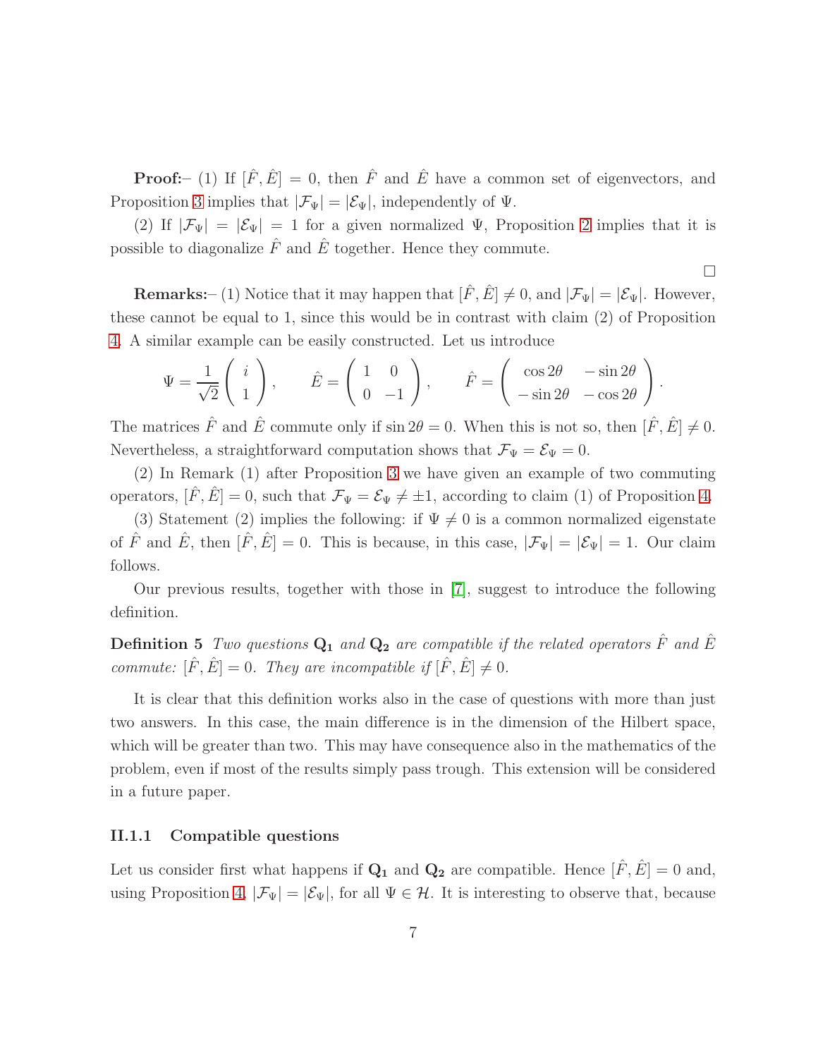**Proof:**– (1) If $[\hat{F}, \hat{E}] = 0$, then $\hat{F}$ and $\hat{E}$ have a common set of eigenvectors, and Proposition 3 implies that $|\mathcal{F}_\Psi| = |\mathcal{E}_\Psi|$, independently of $\Psi$.

(2) If $|\mathcal{F}_\Psi| = |\mathcal{E}_\Psi| = 1$ for a given normalized $\Psi$, Proposition 2 implies that it is possible to diagonalize $\hat{F}$ and $\hat{E}$ together. Hence they commute.

□

**Remarks:**– (1) Notice that it may happen that $[\hat{F}, \hat{E}] \neq 0$, and $|\mathcal{F}_\Psi| = |\mathcal{E}_\Psi|$. However, these cannot be equal to 1, since this would be in contrast with claim (2) of Proposition 4. A similar example can be easily constructed. Let us introduce

$$\Psi = \frac{1}{\sqrt{2}}\begin{pmatrix} i \\ 1 \end{pmatrix}, \qquad \hat{E} = \begin{pmatrix} 1 & 0 \\ 0 & -1 \end{pmatrix}, \qquad \hat{F} = \begin{pmatrix} \cos 2\theta & -\sin 2\theta \\ -\sin 2\theta & -\cos 2\theta \end{pmatrix}.$$

The matrices $\hat{F}$ and $\hat{E}$ commute only if $\sin 2\theta = 0$. When this is not so, then $[\hat{F}, \hat{E}] \neq 0$. Nevertheless, a straightforward computation shows that $\mathcal{F}_\Psi = \mathcal{E}_\Psi = 0$.

(2) In Remark (1) after Proposition 3 we have given an example of two commuting operators, $[\hat{F}, \hat{E}] = 0$, such that $\mathcal{F}_\Psi = \mathcal{E}_\Psi \neq \pm 1$, according to claim (1) of Proposition 4.

(3) Statement (2) implies the following: if $\Psi \neq 0$ is a common normalized eigenstate of $\hat{F}$ and $\hat{E}$, then $[\hat{F}, \hat{E}] = 0$. This is because, in this case, $|\mathcal{F}_\Psi| = |\mathcal{E}_\Psi| = 1$. Our claim follows.

Our previous results, together with those in [7], suggest to introduce the following definition.

**Definition 5** *Two questions* $\mathbf{Q_1}$ *and* $\mathbf{Q_2}$ *are compatible if the related operators* $\hat{F}$ *and* $\hat{E}$ *commute:* $[\hat{F}, \hat{E}] = 0$. *They are incompatible if* $[\hat{F}, \hat{E}] \neq 0$.

It is clear that this definition works also in the case of questions with more than just two answers. In this case, the main difference is in the dimension of the Hilbert space, which will be greater than two. This may have consequence also in the mathematics of the problem, even if most of the results simply pass trough. This extension will be considered in a future paper.

### II.1.1 Compatible questions

Let us consider first what happens if $\mathbf{Q_1}$ and $\mathbf{Q_2}$ are compatible. Hence $[\hat{F}, \hat{E}] = 0$ and, using Proposition 4, $|\mathcal{F}_\Psi| = |\mathcal{E}_\Psi|$, for all $\Psi \in \mathcal{H}$. It is interesting to observe that, because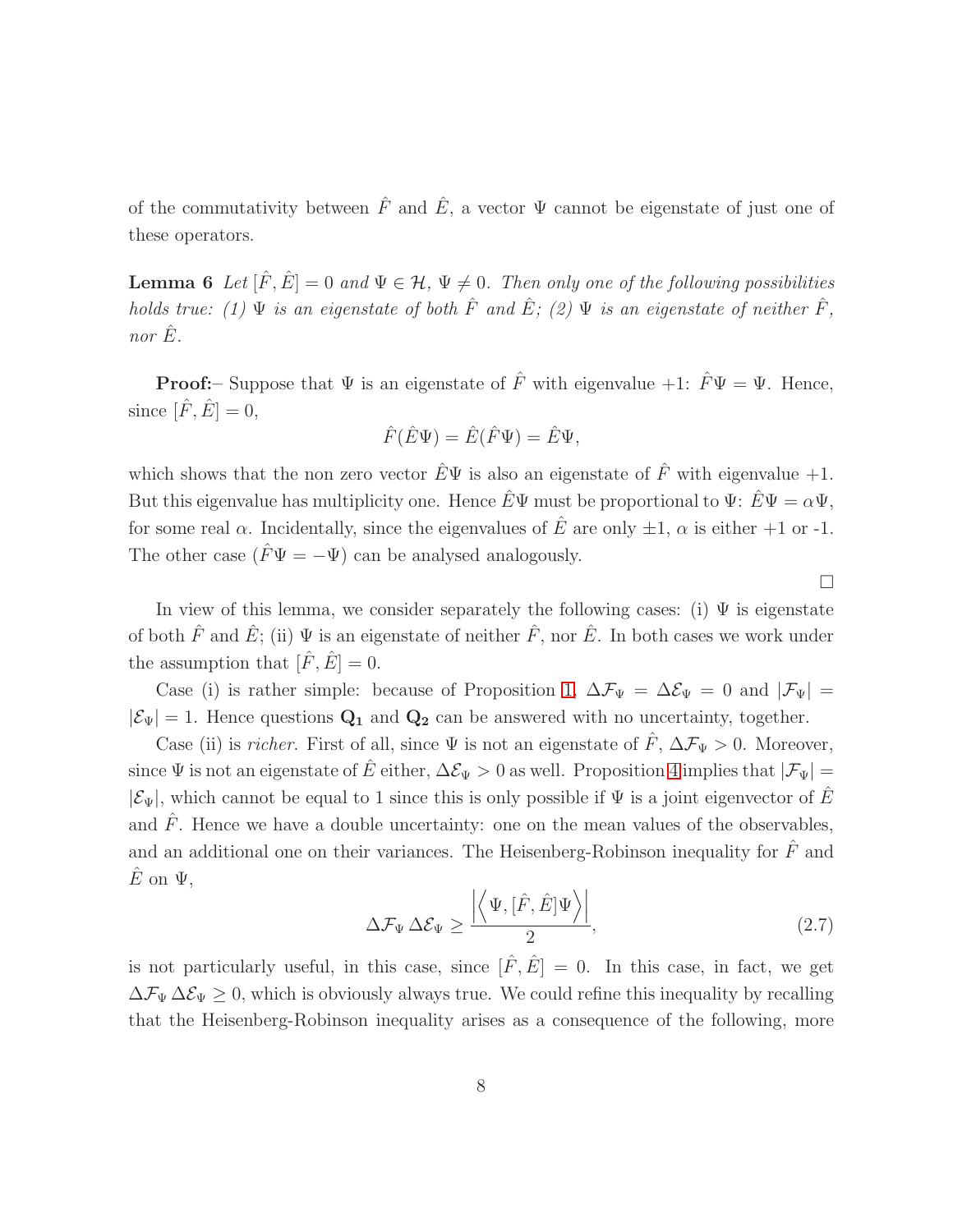of the commutativity between $\hat{F}$ and $\hat{E}$, a vector $\Psi$ cannot be eigenstate of just one of these operators.

**Lemma 6** *Let $[\hat{F}, \hat{E}] = 0$ and $\Psi \in \mathcal{H}$, $\Psi \neq 0$. Then only one of the following possibilities holds true: (1) $\Psi$ is an eigenstate of both $\hat{F}$ and $\hat{E}$; (2) $\Psi$ is an eigenstate of neither $\hat{F}$, nor $\hat{E}$.*

**Proof:**– Suppose that $\Psi$ is an eigenstate of $\hat{F}$ with eigenvalue $+1$: $\hat{F}\Psi = \Psi$. Hence, since $[\hat{F}, \hat{E}] = 0$,

$$\hat{F}(\hat{E}\Psi) = \hat{E}(\hat{F}\Psi) = \hat{E}\Psi,$$

which shows that the non zero vector $\hat{E}\Psi$ is also an eigenstate of $\hat{F}$ with eigenvalue $+1$. But this eigenvalue has multiplicity one. Hence $\hat{E}\Psi$ must be proportional to $\Psi$: $\hat{E}\Psi = \alpha\Psi$, for some real $\alpha$. Incidentally, since the eigenvalues of $\hat{E}$ are only $\pm 1$, $\alpha$ is either $+1$ or -1. The other case ($\hat{F}\Psi = -\Psi$) can be analysed analogously.

$\square$

In view of this lemma, we consider separately the following cases: (i) $\Psi$ is eigenstate of both $\hat{F}$ and $\hat{E}$; (ii) $\Psi$ is an eigenstate of neither $\hat{F}$, nor $\hat{E}$. In both cases we work under the assumption that $[\hat{F}, \hat{E}] = 0$.

Case (i) is rather simple: because of Proposition 1, $\Delta\mathcal{F}_\Psi = \Delta\mathcal{E}_\Psi = 0$ and $|\mathcal{F}_\Psi| = |\mathcal{E}_\Psi| = 1$. Hence questions $\mathbf{Q_1}$ and $\mathbf{Q_2}$ can be answered with no uncertainty, together.

Case (ii) is *richer*. First of all, since $\Psi$ is not an eigenstate of $\hat{F}$, $\Delta\mathcal{F}_\Psi > 0$. Moreover, since $\Psi$ is not an eigenstate of $\hat{E}$ either, $\Delta\mathcal{E}_\Psi > 0$ as well. Proposition 4 implies that $|\mathcal{F}_\Psi| = |\mathcal{E}_\Psi|$, which cannot be equal to 1 since this is only possible if $\Psi$ is a joint eigenvector of $\hat{E}$ and $\hat{F}$. Hence we have a double uncertainty: one on the mean values of the observables, and an additional one on their variances. The Heisenberg-Robinson inequality for $\hat{F}$ and $\hat{E}$ on $\Psi$,

$$\Delta\mathcal{F}_\Psi \, \Delta\mathcal{E}_\Psi \geq \frac{\left|\left\langle \Psi, [\hat{F}, \hat{E}]\Psi \right\rangle\right|}{2}, \tag{2.7}$$

is not particularly useful, in this case, since $[\hat{F}, \hat{E}] = 0$. In this case, in fact, we get $\Delta\mathcal{F}_\Psi \, \Delta\mathcal{E}_\Psi \geq 0$, which is obviously always true. We could refine this inequality by recalling that the Heisenberg-Robinson inequality arises as a consequence of the following, more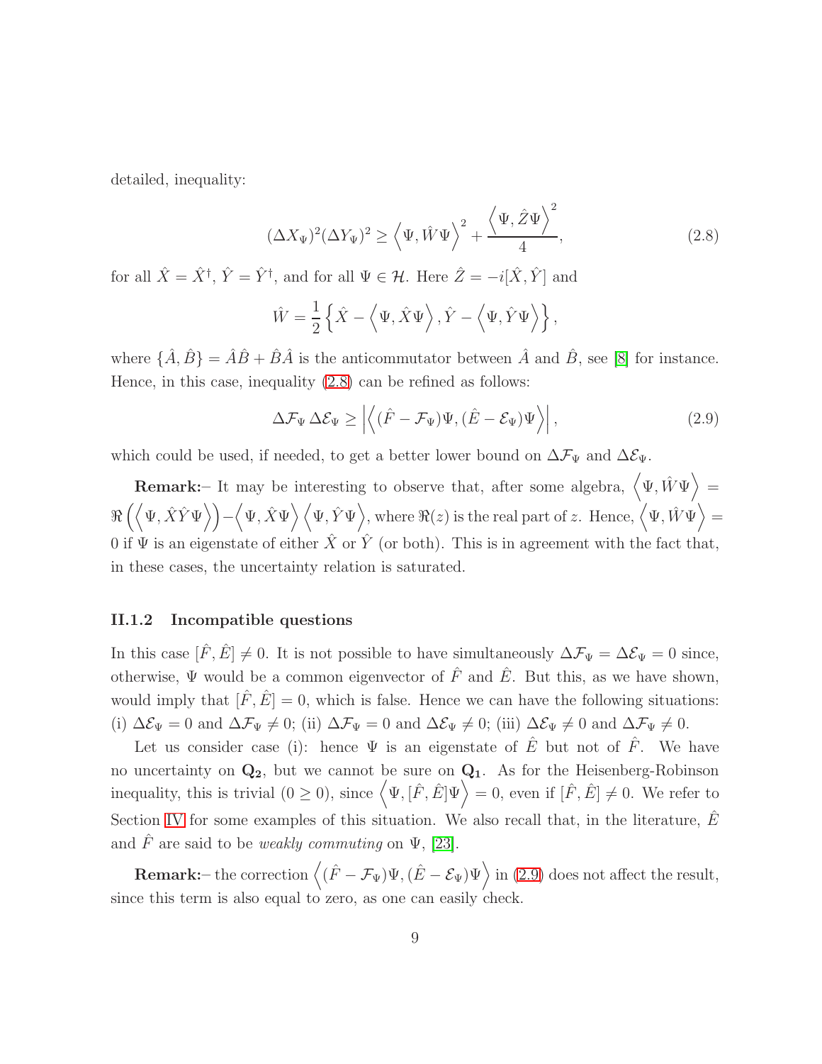detailed, inequality:

$$(\Delta X_\Psi)^2(\Delta Y_\Psi)^2 \geq \left\langle \Psi, \hat{W}\Psi \right\rangle^2 + \frac{\left\langle \Psi, \hat{Z}\Psi \right\rangle^2}{4}, \tag{2.8}$$

for all $\hat{X} = \hat{X}^\dagger$, $\hat{Y} = \hat{Y}^\dagger$, and for all $\Psi \in \mathcal{H}$. Here $\hat{Z} = -i[\hat{X}, \hat{Y}]$ and

$$\hat{W} = \frac{1}{2}\left\{ \hat{X} - \left\langle \Psi, \hat{X}\Psi \right\rangle, \hat{Y} - \left\langle \Psi, \hat{Y}\Psi \right\rangle \right\},$$

where $\{\hat{A}, \hat{B}\} = \hat{A}\hat{B} + \hat{B}\hat{A}$ is the anticommutator between $\hat{A}$ and $\hat{B}$, see [8] for instance. Hence, in this case, inequality (2.8) can be refined as follows:

$$\Delta\mathcal{F}_\Psi \, \Delta\mathcal{E}_\Psi \geq \left| \left\langle (\hat{F} - \mathcal{F}_\Psi)\Psi, (\hat{E} - \mathcal{E}_\Psi)\Psi \right\rangle \right|, \tag{2.9}$$

which could be used, if needed, to get a better lower bound on $\Delta\mathcal{F}_\Psi$ and $\Delta\mathcal{E}_\Psi$.

**Remark:**– It may be interesting to observe that, after some algebra, $\left\langle \Psi, \hat{W}\Psi \right\rangle = \Re\left( \left\langle \Psi, \hat{X}\hat{Y}\Psi \right\rangle \right) - \left\langle \Psi, \hat{X}\Psi \right\rangle \left\langle \Psi, \hat{Y}\Psi \right\rangle$, where $\Re(z)$ is the real part of $z$. Hence, $\left\langle \Psi, \hat{W}\Psi \right\rangle = 0$ if $\Psi$ is an eigenstate of either $\hat{X}$ or $\hat{Y}$ (or both). This is in agreement with the fact that, in these cases, the uncertainty relation is saturated.

### II.1.2 Incompatible questions

In this case $[\hat{F}, \hat{E}] \neq 0$. It is not possible to have simultaneously $\Delta\mathcal{F}_\Psi = \Delta\mathcal{E}_\Psi = 0$ since, otherwise, $\Psi$ would be a common eigenvector of $\hat{F}$ and $\hat{E}$. But this, as we have shown, would imply that $[\hat{F}, \hat{E}] = 0$, which is false. Hence we can have the following situations: (i) $\Delta\mathcal{E}_\Psi = 0$ and $\Delta\mathcal{F}_\Psi \neq 0$; (ii) $\Delta\mathcal{F}_\Psi = 0$ and $\Delta\mathcal{E}_\Psi \neq 0$; (iii) $\Delta\mathcal{E}_\Psi \neq 0$ and $\Delta\mathcal{F}_\Psi \neq 0$.

Let us consider case (i): hence $\Psi$ is an eigenstate of $\hat{E}$ but not of $\hat{F}$. We have no uncertainty on $\mathbf{Q_2}$, but we cannot be sure on $\mathbf{Q_1}$. As for the Heisenberg-Robinson inequality, this is trivial ($0 \geq 0$), since $\left\langle \Psi, [\hat{F}, \hat{E}]\Psi \right\rangle = 0$, even if $[\hat{F}, \hat{E}] \neq 0$. We refer to Section IV for some examples of this situation. We also recall that, in the literature, $\hat{E}$ and $\hat{F}$ are said to be *weakly commuting* on $\Psi$, [23].

**Remark:**– the correction $\left\langle (\hat{F} - \mathcal{F}_\Psi)\Psi, (\hat{E} - \mathcal{E}_\Psi)\Psi \right\rangle$ in (2.9) does not affect the result, since this term is also equal to zero, as one can easily check.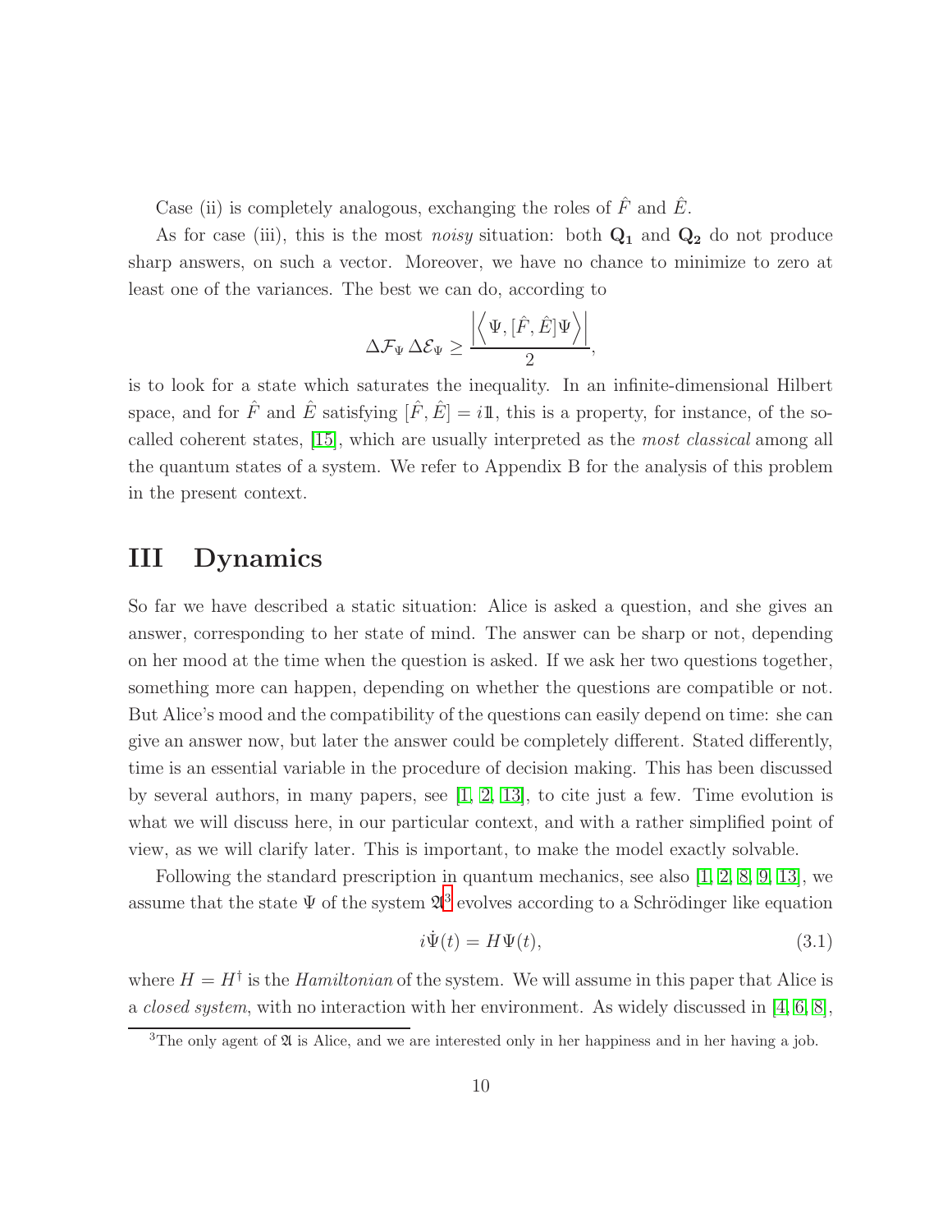Case (ii) is completely analogous, exchanging the roles of $\hat{F}$ and $\hat{E}$.

As for case (iii), this is the most *noisy* situation: both $\mathbf{Q_1}$ and $\mathbf{Q_2}$ do not produce sharp answers, on such a vector. Moreover, we have no chance to minimize to zero at least one of the variances. The best we can do, according to

$$\Delta\mathcal{F}_\Psi\, \Delta\mathcal{E}_\Psi \geq \frac{\left|\left\langle \Psi, [\hat{F}, \hat{E}]\Psi \right\rangle\right|}{2},$$

is to look for a state which saturates the inequality. In an infinite-dimensional Hilbert space, and for $\hat{F}$ and $\hat{E}$ satisfying $[\hat{F}, \hat{E}] = i1\!\!1$, this is a property, for instance, of the so-called coherent states, [15], which are usually interpreted as the *most classical* among all the quantum states of a system. We refer to Appendix B for the analysis of this problem in the present context.

# III Dynamics

So far we have described a static situation: Alice is asked a question, and she gives an answer, corresponding to her state of mind. The answer can be sharp or not, depending on her mood at the time when the question is asked. If we ask her two questions together, something more can happen, depending on whether the questions are compatible or not. But Alice's mood and the compatibility of the questions can easily depend on time: she can give an answer now, but later the answer could be completely different. Stated differently, time is an essential variable in the procedure of decision making. This has been discussed by several authors, in many papers, see [1, 2, 13], to cite just a few. Time evolution is what we will discuss here, in our particular context, and with a rather simplified point of view, as we will clarify later. This is important, to make the model exactly solvable.

Following the standard prescription in quantum mechanics, see also [1, 2, 8, 9, 13], we assume that the state $\Psi$ of the system $\mathfrak{A}$[3] evolves according to a Schrödinger like equation

$$i\dot{\Psi}(t) = H\Psi(t), \tag{3.1}$$

where $H = H^\dagger$ is the *Hamiltonian* of the system. We will assume in this paper that Alice is a *closed system*, with no interaction with her environment. As widely discussed in [4, 6, 8],

[3] The only agent of $\mathfrak{A}$ is Alice, and we are interested only in her happiness and in her having a job.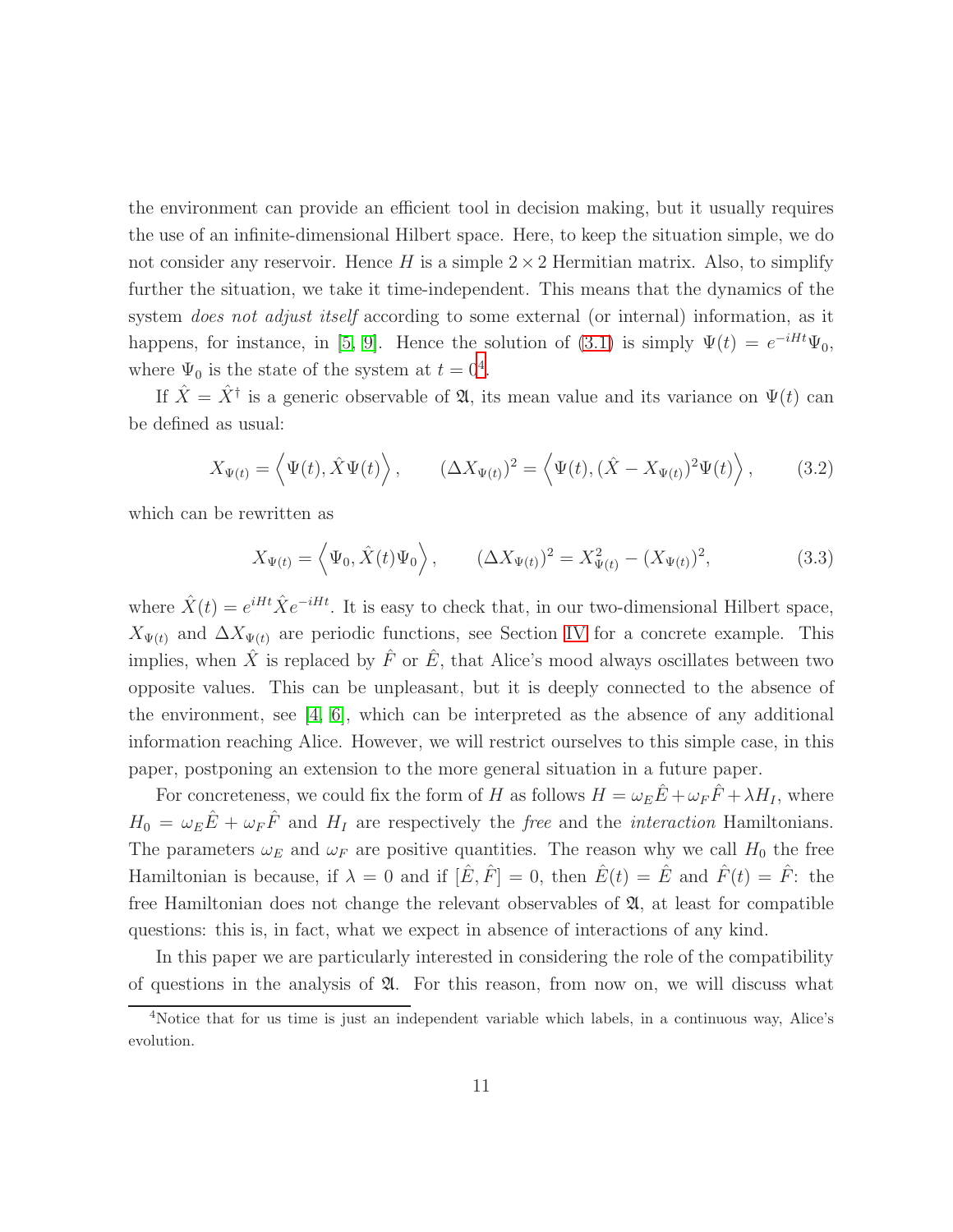the environment can provide an efficient tool in decision making, but it usually requires the use of an infinite-dimensional Hilbert space. Here, to keep the situation simple, we do not consider any reservoir. Hence $H$ is a simple $2 \times 2$ Hermitian matrix. Also, to simplify further the situation, we take it time-independent. This means that the dynamics of the system *does not adjust itself* according to some external (or internal) information, as it happens, for instance, in [5, 9]. Hence the solution of (3.1) is simply $\Psi(t) = e^{-iHt}\Psi_0$, where $\Psi_0$ is the state of the system at $t = 0$[4].

If $\hat{X} = \hat{X}^\dagger$ is a generic observable of $\mathfrak{A}$, its mean value and its variance on $\Psi(t)$ can be defined as usual:

$$X_{\Psi(t)} = \left\langle \Psi(t), \hat{X}\Psi(t) \right\rangle, \qquad (\Delta X_{\Psi(t)})^2 = \left\langle \Psi(t), (\hat{X} - X_{\Psi(t)})^2 \Psi(t) \right\rangle, \tag{3.2}$$

which can be rewritten as

$$X_{\Psi(t)} = \left\langle \Psi_0, \hat{X}(t)\Psi_0 \right\rangle, \qquad (\Delta X_{\Psi(t)})^2 = X^2_{\Psi(t)} - (X_{\Psi(t)})^2, \tag{3.3}$$

where $\hat{X}(t) = e^{iHt}\hat{X}e^{-iHt}$. It is easy to check that, in our two-dimensional Hilbert space, $X_{\Psi(t)}$ and $\Delta X_{\Psi(t)}$ are periodic functions, see Section IV for a concrete example. This implies, when $\hat{X}$ is replaced by $\hat{F}$ or $\hat{E}$, that Alice's mood always oscillates between two opposite values. This can be unpleasant, but it is deeply connected to the absence of the environment, see [4, 6], which can be interpreted as the absence of any additional information reaching Alice. However, we will restrict ourselves to this simple case, in this paper, postponing an extension to the more general situation in a future paper.

For concreteness, we could fix the form of $H$ as follows $H = \omega_E\hat{E} + \omega_F\hat{F} + \lambda H_I$, where $H_0 = \omega_E\hat{E} + \omega_F\hat{F}$ and $H_I$ are respectively the *free* and the *interaction* Hamiltonians. The parameters $\omega_E$ and $\omega_F$ are positive quantities. The reason why we call $H_0$ the free Hamiltonian is because, if $\lambda = 0$ and if $[\hat{E}, \hat{F}] = 0$, then $\hat{E}(t) = \hat{E}$ and $\hat{F}(t) = \hat{F}$: the free Hamiltonian does not change the relevant observables of $\mathfrak{A}$, at least for compatible questions: this is, in fact, what we expect in absence of interactions of any kind.

In this paper we are particularly interested in considering the role of the compatibility of questions in the analysis of $\mathfrak{A}$. For this reason, from now on, we will discuss what

[4]Notice that for us time is just an independent variable which labels, in a continuous way, Alice's evolution.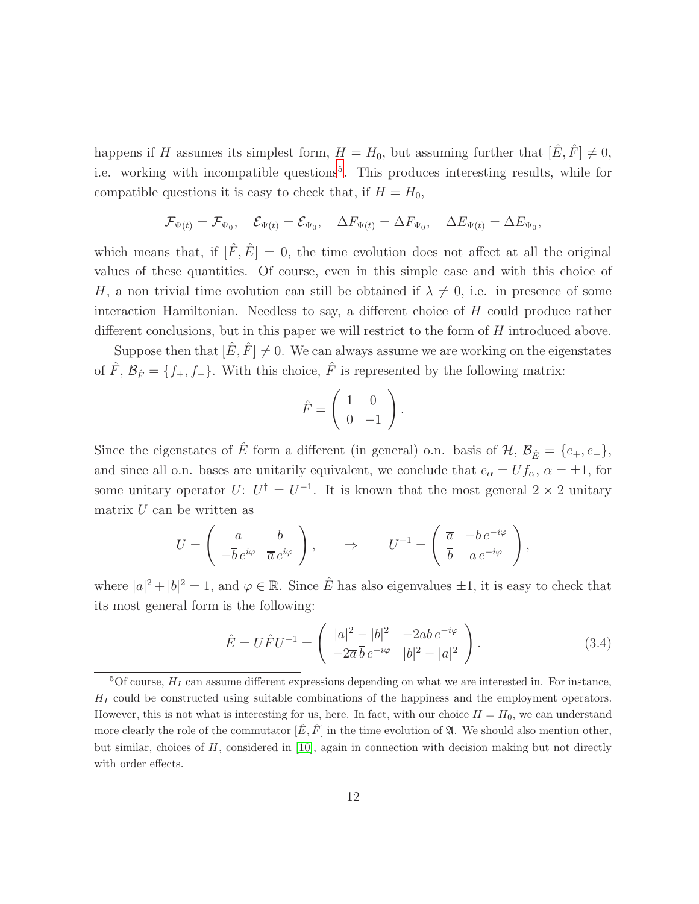happens if $H$ assumes its simplest form, $H = H_0$, but assuming further that $[\hat{E}, \hat{F}] \neq 0$, i.e. working with incompatible questions[5]. This produces interesting results, while for compatible questions it is easy to check that, if $H = H_0$,

$$\mathcal{F}_{\Psi(t)} = \mathcal{F}_{\Psi_0}, \quad \mathcal{E}_{\Psi(t)} = \mathcal{E}_{\Psi_0}, \quad \Delta F_{\Psi(t)} = \Delta F_{\Psi_0}, \quad \Delta E_{\Psi(t)} = \Delta E_{\Psi_0},$$

which means that, if $[\hat{F}, \hat{E}] = 0$, the time evolution does not affect at all the original values of these quantities. Of course, even in this simple case and with this choice of $H$, a non trivial time evolution can still be obtained if $\lambda \neq 0$, i.e. in presence of some interaction Hamiltonian. Needless to say, a different choice of $H$ could produce rather different conclusions, but in this paper we will restrict to the form of $H$ introduced above.

Suppose then that $[\hat{E}, \hat{F}] \neq 0$. We can always assume we are working on the eigenstates of $\hat{F}$, $\mathcal{B}_{\hat{F}} = \{f_+, f_-\}$. With this choice, $\hat{F}$ is represented by the following matrix:

$$\hat{F} = \begin{pmatrix} 1 & 0 \\ 0 & -1 \end{pmatrix}.$$

Since the eigenstates of $\hat{E}$ form a different (in general) o.n. basis of $\mathcal{H}$, $\mathcal{B}_{\hat{E}} = \{e_+, e_-\}$, and since all o.n. bases are unitarily equivalent, we conclude that $e_\alpha = U f_\alpha$, $\alpha = \pm 1$, for some unitary operator $U$: $U^\dagger = U^{-1}$. It is known that the most general $2 \times 2$ unitary matrix $U$ can be written as

$$U = \begin{pmatrix} a & b \\ -\overline{b}\, e^{i\varphi} & \overline{a}\, e^{i\varphi} \end{pmatrix}, \qquad \Rightarrow \qquad U^{-1} = \begin{pmatrix} \overline{a} & -b\, e^{-i\varphi} \\ \overline{b} & a\, e^{-i\varphi} \end{pmatrix},$$

where $|a|^2 + |b|^2 = 1$, and $\varphi \in \mathbb{R}$. Since $\hat{E}$ has also eigenvalues $\pm 1$, it is easy to check that its most general form is the following:

$$\hat{E} = U \hat{F} U^{-1} = \begin{pmatrix} |a|^2 - |b|^2 & -2ab\, e^{-i\varphi} \\ -2\overline{a}\,\overline{b}\, e^{-i\varphi} & |b|^2 - |a|^2 \end{pmatrix}. \tag{3.4}$$

[5] Of course, $H_I$ can assume different expressions depending on what we are interested in. For instance, $H_I$ could be constructed using suitable combinations of the happiness and the employment operators. However, this is not what is interesting for us, here. In fact, with our choice $H = H_0$, we can understand more clearly the role of the commutator $[\hat{E}, \hat{F}]$ in the time evolution of $\mathfrak{A}$. We should also mention other, but similar, choices of $H$, considered in [10], again in connection with decision making but not directly with order effects.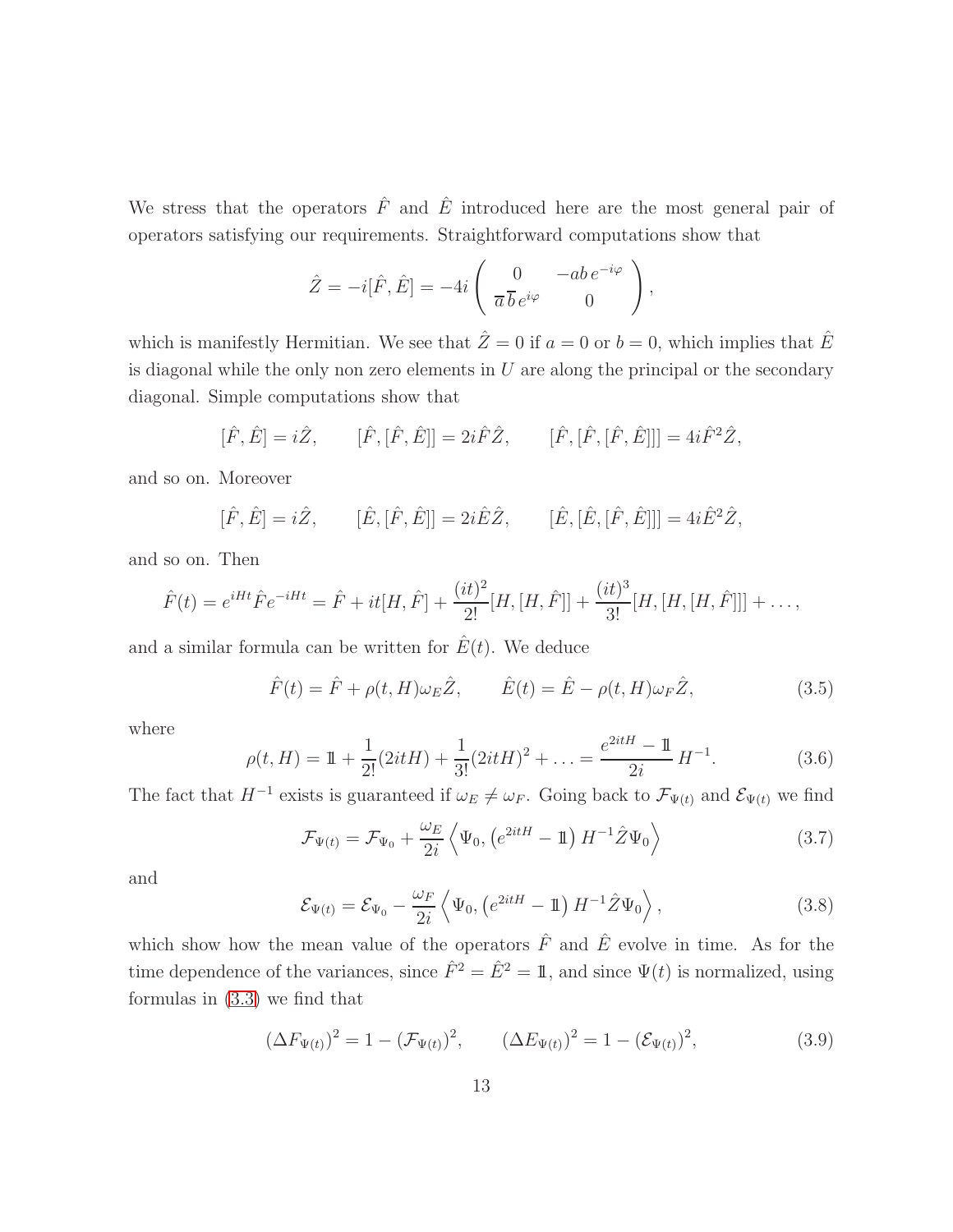We stress that the operators $\hat{F}$ and $\hat{E}$ introduced here are the most general pair of operators satisfying our requirements. Straightforward computations show that

$$\hat{Z} = -i[\hat{F}, \hat{E}] = -4i \left( \begin{array}{cc} 0 & -ab\, e^{-i\varphi} \\ \overline{a}\, \overline{b}\, e^{i\varphi} & 0 \end{array} \right),$$

which is manifestly Hermitian. We see that $\hat{Z} = 0$ if $a = 0$ or $b = 0$, which implies that $\hat{E}$ is diagonal while the only non zero elements in $U$ are along the principal or the secondary diagonal. Simple computations show that

$$[\hat{F}, \hat{E}] = i\hat{Z}, \qquad [\hat{F}, [\hat{F}, \hat{E}]] = 2i\hat{F}\hat{Z}, \qquad [\hat{F}, [\hat{F}, [\hat{F}, \hat{E}]]] = 4i\hat{F}^2\hat{Z},$$

and so on. Moreover

$$[\hat{F}, \hat{E}] = i\hat{Z}, \qquad [\hat{E}, [\hat{F}, \hat{E}]] = 2i\hat{E}\hat{Z}, \qquad [\hat{E}, [\hat{E}, [\hat{F}, \hat{E}]]] = 4i\hat{E}^2\hat{Z},$$

and so on. Then

$$\hat{F}(t) = e^{iHt}\hat{F}e^{-iHt} = \hat{F} + it[H, \hat{F}] + \frac{(it)^2}{2!}[H, [H, \hat{F}]] + \frac{(it)^3}{3!}[H, [H, [H, \hat{F}]]] + \ldots,$$

and a similar formula can be written for $\hat{E}(t)$. We deduce

$$\hat{F}(t) = \hat{F} + \rho(t, H)\omega_E\hat{Z}, \qquad \hat{E}(t) = \hat{E} - \rho(t, H)\omega_F\hat{Z}, \tag{3.5}$$

where

$$\rho(t, H) = \mathbb{1} + \frac{1}{2!}(2itH) + \frac{1}{3!}(2itH)^2 + \ldots = \frac{e^{2itH} - \mathbb{1}}{2i}\, H^{-1}. \tag{3.6}$$

The fact that $H^{-1}$ exists is guaranteed if $\omega_E \neq \omega_F$. Going back to $\mathcal{F}_{\Psi(t)}$ and $\mathcal{E}_{\Psi(t)}$ we find

$$\mathcal{F}_{\Psi(t)} = \mathcal{F}_{\Psi_0} + \frac{\omega_E}{2i}\left\langle \Psi_0, \left(e^{2itH} - \mathbb{1}\right) H^{-1}\hat{Z}\Psi_0 \right\rangle \tag{3.7}$$

and

$$\mathcal{E}_{\Psi(t)} = \mathcal{E}_{\Psi_0} - \frac{\omega_F}{2i}\left\langle \Psi_0, \left(e^{2itH} - \mathbb{1}\right) H^{-1}\hat{Z}\Psi_0 \right\rangle, \tag{3.8}$$

which show how the mean value of the operators $\hat{F}$ and $\hat{E}$ evolve in time. As for the time dependence of the variances, since $\hat{F}^2 = \hat{E}^2 = \mathbb{1}$, and since $\Psi(t)$ is normalized, using formulas in (3.3) we find that

$$(\Delta F_{\Psi(t)})^2 = 1 - (\mathcal{F}_{\Psi(t)})^2, \qquad (\Delta E_{\Psi(t)})^2 = 1 - (\mathcal{E}_{\Psi(t)})^2, \tag{3.9}$$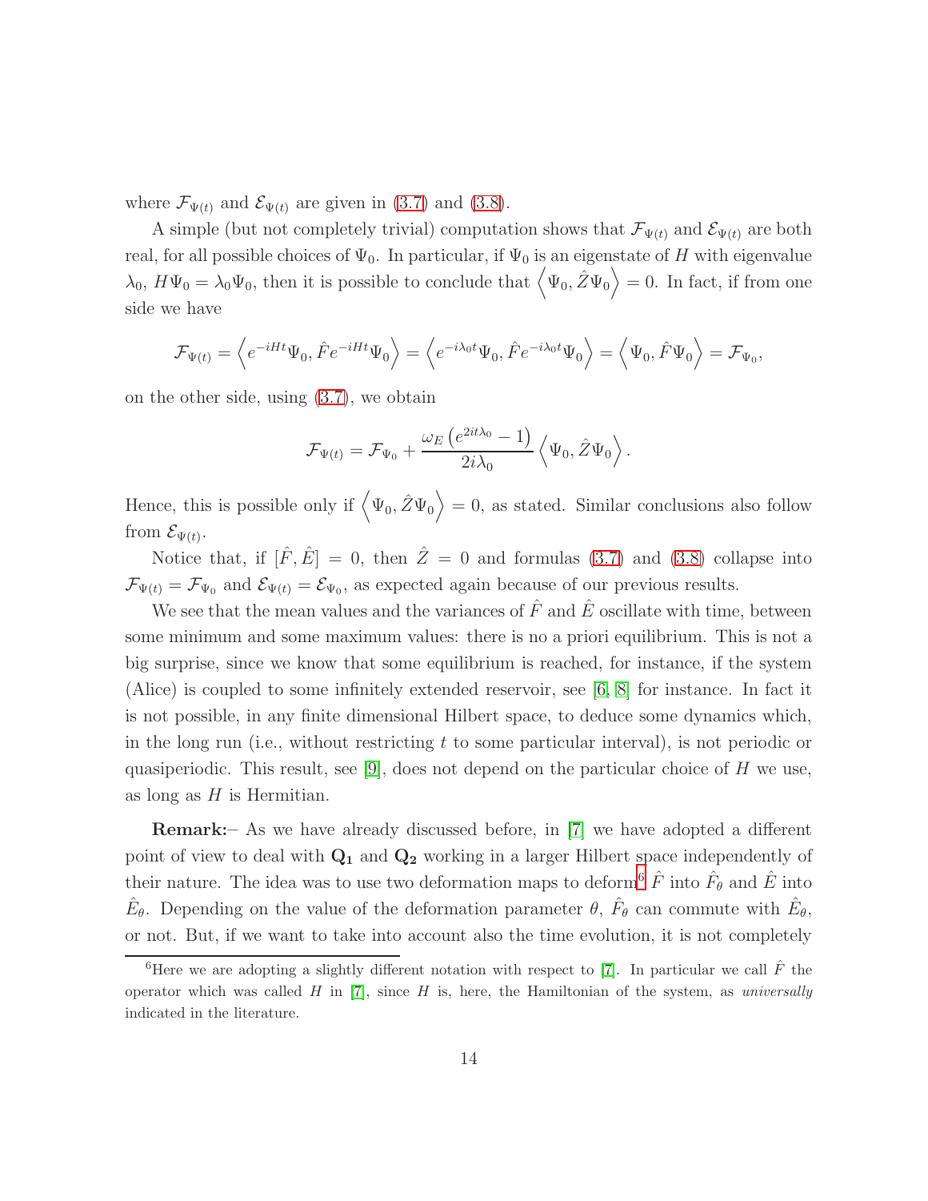where $\mathcal{F}_{\Psi(t)}$ and $\mathcal{E}_{\Psi(t)}$ are given in (3.7) and (3.8).

A simple (but not completely trivial) computation shows that $\mathcal{F}_{\Psi(t)}$ and $\mathcal{E}_{\Psi(t)}$ are both real, for all possible choices of $\Psi_0$. In particular, if $\Psi_0$ is an eigenstate of $H$ with eigenvalue $\lambda_0$, $H\Psi_0 = \lambda_0\Psi_0$, then it is possible to conclude that $\left\langle \Psi_0, \hat{Z}\Psi_0 \right\rangle = 0$. In fact, if from one side we have

$$\mathcal{F}_{\Psi(t)} = \left\langle e^{-iHt}\Psi_0, \hat{F}e^{-iHt}\Psi_0 \right\rangle = \left\langle e^{-i\lambda_0 t}\Psi_0, \hat{F}e^{-i\lambda_0 t}\Psi_0 \right\rangle = \left\langle \Psi_0, \hat{F}\Psi_0 \right\rangle = \mathcal{F}_{\Psi_0},$$

on the other side, using (3.7), we obtain

$$\mathcal{F}_{\Psi(t)} = \mathcal{F}_{\Psi_0} + \frac{\omega_E \left(e^{2it\lambda_0} - 1\right)}{2i\lambda_0} \left\langle \Psi_0, \hat{Z}\Psi_0 \right\rangle.$$

Hence, this is possible only if $\left\langle \Psi_0, \hat{Z}\Psi_0 \right\rangle = 0$, as stated. Similar conclusions also follow from $\mathcal{E}_{\Psi(t)}$.

Notice that, if $[\hat{F}, \hat{E}] = 0$, then $\hat{Z} = 0$ and formulas (3.7) and (3.8) collapse into $\mathcal{F}_{\Psi(t)} = \mathcal{F}_{\Psi_0}$ and $\mathcal{E}_{\Psi(t)} = \mathcal{E}_{\Psi_0}$, as expected again because of our previous results.

We see that the mean values and the variances of $\hat{F}$ and $\hat{E}$ oscillate with time, between some minimum and some maximum values: there is no a priori equilibrium. This is not a big surprise, since we know that some equilibrium is reached, for instance, if the system (Alice) is coupled to some infinitely extended reservoir, see [6, 8] for instance. In fact it is not possible, in any finite dimensional Hilbert space, to deduce some dynamics which, in the long run (i.e., without restricting $t$ to some particular interval), is not periodic or quasiperiodic. This result, see [9], does not depend on the particular choice of $H$ we use, as long as $H$ is Hermitian.

**Remark:**– As we have already discussed before, in [7] we have adopted a different point of view to deal with $\mathbf{Q_1}$ and $\mathbf{Q_2}$ working in a larger Hilbert space independently of their nature. The idea was to use two deformation maps to deform[6] $\hat{F}$ into $\hat{F}_\theta$ and $\hat{E}$ into $\hat{E}_\theta$. Depending on the value of the deformation parameter $\theta$, $\hat{F}_\theta$ can commute with $\hat{E}_\theta$, or not. But, if we want to take into account also the time evolution, it is not completely

[6] Here we are adopting a slightly different notation with respect to [7]. In particular we call $\hat{F}$ the operator which was called $H$ in [7], since $H$ is, here, the Hamiltonian of the system, as *universally* indicated in the literature.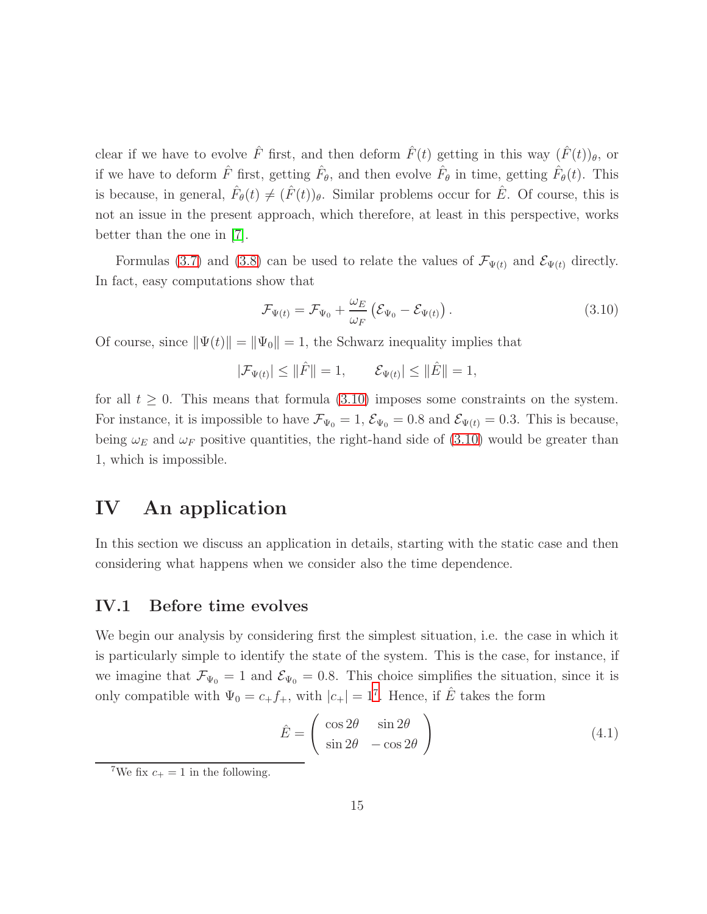clear if we have to evolve $\hat{F}$ first, and then deform $\hat{F}(t)$ getting in this way $(\hat{F}(t))_\theta$, or if we have to deform $\hat{F}$ first, getting $\hat{F}_\theta$, and then evolve $\hat{F}_\theta$ in time, getting $\hat{F}_\theta(t)$. This is because, in general, $\hat{F}_\theta(t) \neq (\hat{F}(t))_\theta$. Similar problems occur for $\hat{E}$. Of course, this is not an issue in the present approach, which therefore, at least in this perspective, works better than the one in [7].

Formulas (3.7) and (3.8) can be used to relate the values of $\mathcal{F}_{\Psi(t)}$ and $\mathcal{E}_{\Psi(t)}$ directly. In fact, easy computations show that

$$\mathcal{F}_{\Psi(t)} = \mathcal{F}_{\Psi_0} + \frac{\omega_E}{\omega_F}\left(\mathcal{E}_{\Psi_0} - \mathcal{E}_{\Psi(t)}\right). \tag{3.10}$$

Of course, since $\|\Psi(t)\| = \|\Psi_0\| = 1$, the Schwarz inequality implies that

$$|\mathcal{F}_{\Psi(t)}| \leq \|\hat{F}\| = 1, \qquad \mathcal{E}_{\Psi(t)}| \leq \|\hat{E}\| = 1,$$

for all $t \geq 0$. This means that formula (3.10) imposes some constraints on the system. For instance, it is impossible to have $\mathcal{F}_{\Psi_0} = 1$, $\mathcal{E}_{\Psi_0} = 0.8$ and $\mathcal{E}_{\Psi(t)} = 0.3$. This is because, being $\omega_E$ and $\omega_F$ positive quantities, the right-hand side of (3.10) would be greater than 1, which is impossible.

# IV An application

In this section we discuss an application in details, starting with the static case and then considering what happens when we consider also the time dependence.

## IV.1 Before time evolves

We begin our analysis by considering first the simplest situation, i.e. the case in which it is particularly simple to identify the state of the system. This is the case, for instance, if we imagine that $\mathcal{F}_{\Psi_0} = 1$ and $\mathcal{E}_{\Psi_0} = 0.8$. This choice simplifies the situation, since it is only compatible with $\Psi_0 = c_+ f_+$, with $|c_+| = 1$[7]. Hence, if $\hat{E}$ takes the form

$$\hat{E} = \begin{pmatrix} \cos 2\theta & \sin 2\theta \\ \sin 2\theta & -\cos 2\theta \end{pmatrix} \tag{4.1}$$

[7] We fix $c_+ = 1$ in the following.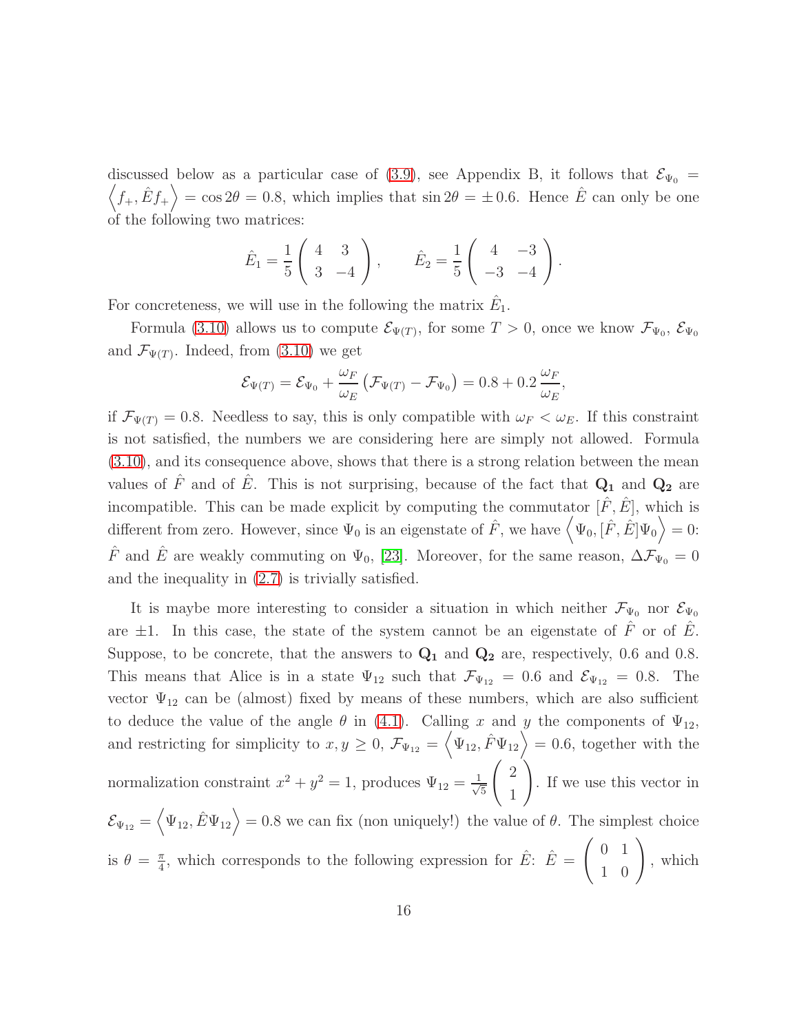discussed below as a particular case of (3.9), see Appendix B, it follows that $\mathcal{E}_{\Psi_0} = \left\langle f_+, \hat{E} f_+ \right\rangle = \cos 2\theta = 0.8$, which implies that $\sin 2\theta = \pm 0.6$. Hence $\hat{E}$ can only be one of the following two matrices:

$$\hat{E}_1 = \frac{1}{5}\begin{pmatrix} 4 & 3 \\ 3 & -4 \end{pmatrix}, \qquad \hat{E}_2 = \frac{1}{5}\begin{pmatrix} 4 & -3 \\ -3 & -4 \end{pmatrix}.$$

For concreteness, we will use in the following the matrix $\hat{E}_1$.

Formula (3.10) allows us to compute $\mathcal{E}_{\Psi(T)}$, for some $T > 0$, once we know $\mathcal{F}_{\Psi_0}$, $\mathcal{E}_{\Psi_0}$ and $\mathcal{F}_{\Psi(T)}$. Indeed, from (3.10) we get

$$\mathcal{E}_{\Psi(T)} = \mathcal{E}_{\Psi_0} + \frac{\omega_F}{\omega_E}\left(\mathcal{F}_{\Psi(T)} - \mathcal{F}_{\Psi_0}\right) = 0.8 + 0.2\,\frac{\omega_F}{\omega_E},$$

if $\mathcal{F}_{\Psi(T)} = 0.8$. Needless to say, this is only compatible with $\omega_F < \omega_E$. If this constraint is not satisfied, the numbers we are considering here are simply not allowed. Formula (3.10), and its consequence above, shows that there is a strong relation between the mean values of $\hat{F}$ and of $\hat{E}$. This is not surprising, because of the fact that $\mathbf{Q_1}$ and $\mathbf{Q_2}$ are incompatible. This can be made explicit by computing the commutator $[\hat{F}, \hat{E}]$, which is different from zero. However, since $\Psi_0$ is an eigenstate of $\hat{F}$, we have $\left\langle \Psi_0, [\hat{F}, \hat{E}]\Psi_0 \right\rangle = 0$: $\hat{F}$ and $\hat{E}$ are weakly commuting on $\Psi_0$, [23]. Moreover, for the same reason, $\Delta\mathcal{F}_{\Psi_0} = 0$ and the inequality in (2.7) is trivially satisfied.

It is maybe more interesting to consider a situation in which neither $\mathcal{F}_{\Psi_0}$ nor $\mathcal{E}_{\Psi_0}$ are $\pm 1$. In this case, the state of the system cannot be an eigenstate of $\hat{F}$ or of $\hat{E}$. Suppose, to be concrete, that the answers to $\mathbf{Q_1}$ and $\mathbf{Q_2}$ are, respectively, 0.6 and 0.8. This means that Alice is in a state $\Psi_{12}$ such that $\mathcal{F}_{\Psi_{12}} = 0.6$ and $\mathcal{E}_{\Psi_{12}} = 0.8$. The vector $\Psi_{12}$ can be (almost) fixed by means of these numbers, which are also sufficient to deduce the value of the angle $\theta$ in (4.1). Calling $x$ and $y$ the components of $\Psi_{12}$, and restricting for simplicity to $x, y \geq 0$, $\mathcal{F}_{\Psi_{12}} = \left\langle \Psi_{12}, \hat{F}\Psi_{12} \right\rangle = 0.6$, together with the normalization constraint $x^2 + y^2 = 1$, produces $\Psi_{12} = \frac{1}{\sqrt{5}}\begin{pmatrix} 2 \\ 1 \end{pmatrix}$. If we use this vector in $\mathcal{E}_{\Psi_{12}} = \left\langle \Psi_{12}, \hat{E}\Psi_{12} \right\rangle = 0.8$ we can fix (non uniquely!) the value of $\theta$. The simplest choice is $\theta = \frac{\pi}{4}$, which corresponds to the following expression for $\hat{E}$: $\hat{E} = \begin{pmatrix} 0 & 1 \\ 1 & 0 \end{pmatrix}$, which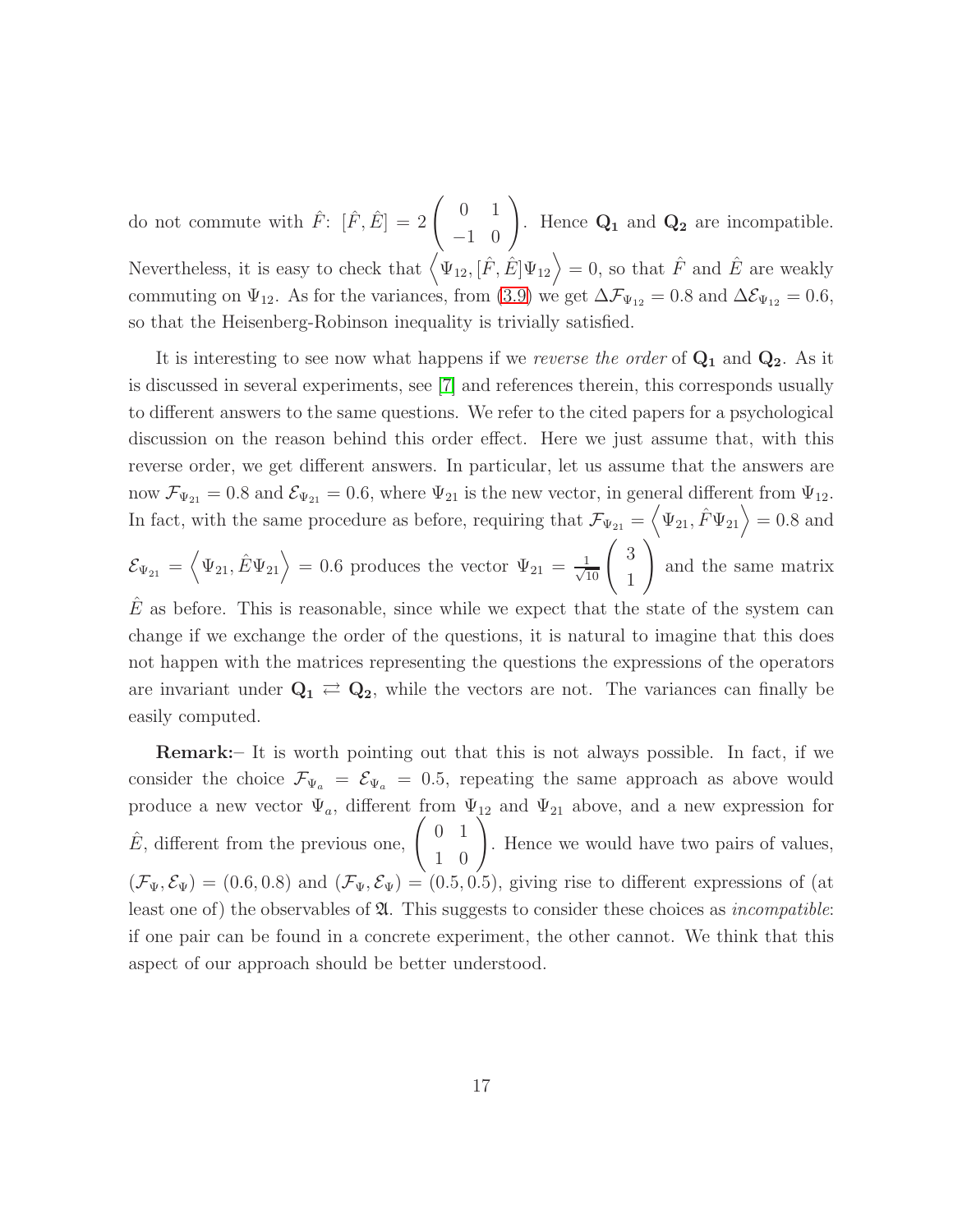do not commute with $\hat{F}$: $[\hat{F}, \hat{E}] = 2\begin{pmatrix} 0 & 1 \\ -1 & 0 \end{pmatrix}$. Hence $\mathbf{Q_1}$ and $\mathbf{Q_2}$ are incompatible. Nevertheless, it is easy to check that $\left\langle \Psi_{12}, [\hat{F}, \hat{E}]\Psi_{12} \right\rangle = 0$, so that $\hat{F}$ and $\hat{E}$ are weakly commuting on $\Psi_{12}$. As for the variances, from (3.9) we get $\Delta\mathcal{F}_{\Psi_{12}} = 0.8$ and $\Delta\mathcal{E}_{\Psi_{12}} = 0.6$, so that the Heisenberg-Robinson inequality is trivially satisfied.

It is interesting to see now what happens if we *reverse the order* of $\mathbf{Q_1}$ and $\mathbf{Q_2}$. As it is discussed in several experiments, see [7] and references therein, this corresponds usually to different answers to the same questions. We refer to the cited papers for a psychological discussion on the reason behind this order effect. Here we just assume that, with this reverse order, we get different answers. In particular, let us assume that the answers are now $\mathcal{F}_{\Psi_{21}} = 0.8$ and $\mathcal{E}_{\Psi_{21}} = 0.6$, where $\Psi_{21}$ is the new vector, in general different from $\Psi_{12}$. In fact, with the same procedure as before, requiring that $\mathcal{F}_{\Psi_{21}} = \left\langle \Psi_{21}, \hat{F}\Psi_{21} \right\rangle = 0.8$ and $\mathcal{E}_{\Psi_{21}} = \left\langle \Psi_{21}, \hat{E}\Psi_{21} \right\rangle = 0.6$ produces the vector $\Psi_{21} = \frac{1}{\sqrt{10}}\begin{pmatrix} 3 \\ 1 \end{pmatrix}$ and the same matrix $\hat{E}$ as before. This is reasonable, since while we expect that the state of the system can change if we exchange the order of the questions, it is natural to imagine that this does not happen with the matrices representing the questions the expressions of the operators are invariant under $\mathbf{Q_1} \rightleftarrows \mathbf{Q_2}$, while the vectors are not. The variances can finally be easily computed.

**Remark:**– It is worth pointing out that this is not always possible. In fact, if we consider the choice $\mathcal{F}_{\Psi_a} = \mathcal{E}_{\Psi_a} = 0.5$, repeating the same approach as above would produce a new vector $\Psi_a$, different from $\Psi_{12}$ and $\Psi_{21}$ above, and a new expression for $\hat{E}$, different from the previous one, $\begin{pmatrix} 0 & 1 \\ 1 & 0 \end{pmatrix}$. Hence we would have two pairs of values, $(\mathcal{F}_\Psi, \mathcal{E}_\Psi) = (0.6, 0.8)$ and $(\mathcal{F}_\Psi, \mathcal{E}_\Psi) = (0.5, 0.5)$, giving rise to different expressions of (at least one of) the observables of $\mathfrak{A}$. This suggests to consider these choices as *incompatible*: if one pair can be found in a concrete experiment, the other cannot. We think that this aspect of our approach should be better understood.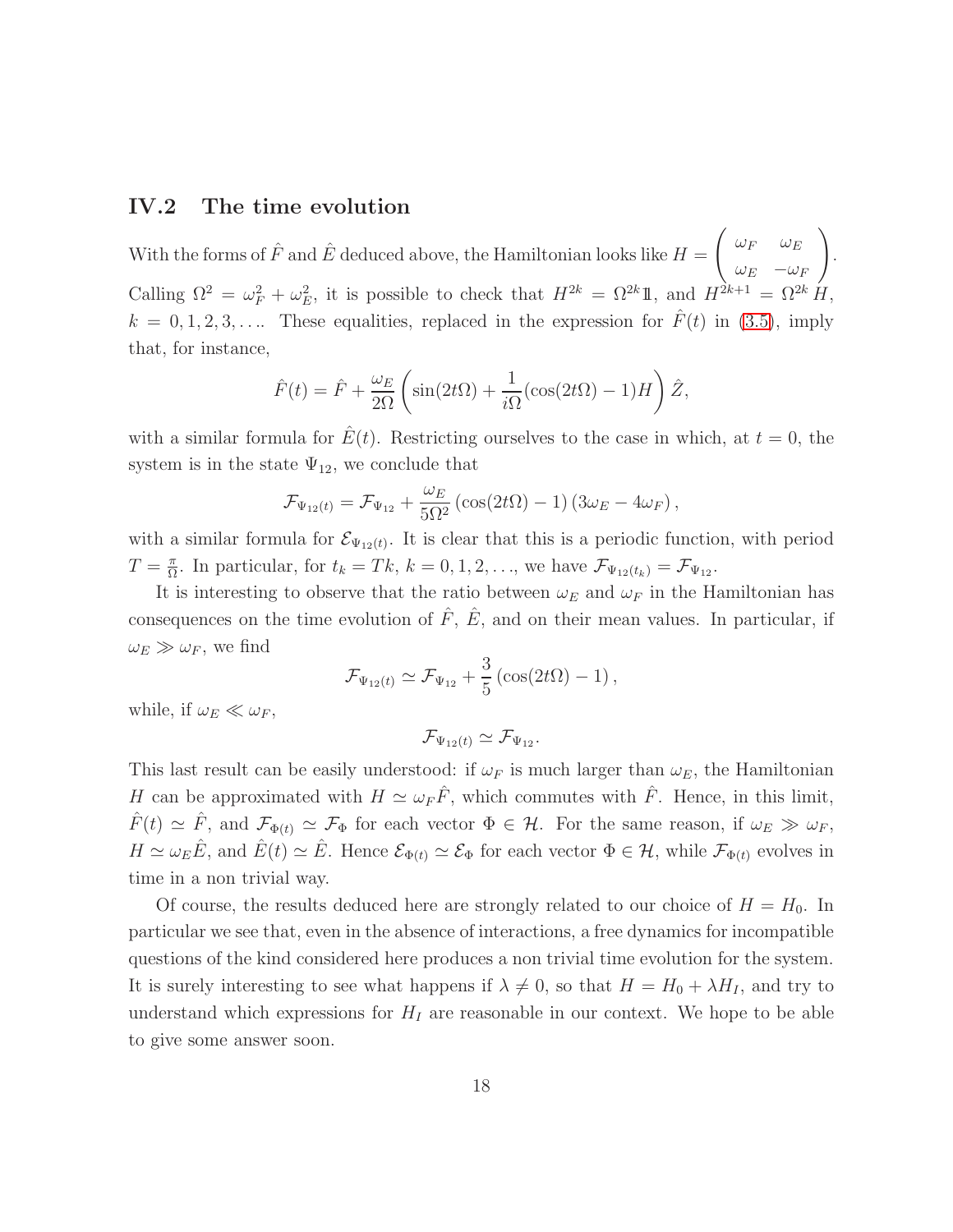### IV.2 The time evolution

With the forms of $\hat{F}$ and $\hat{E}$ deduced above, the Hamiltonian looks like $H = \begin{pmatrix} \omega_F & \omega_E \\ \omega_E & -\omega_F \end{pmatrix}$. Calling $\Omega^2 = \omega_F^2 + \omega_E^2$, it is possible to check that $H^{2k} = \Omega^{2k} \mathbb{1}$, and $H^{2k+1} = \Omega^{2k} H$, $k = 0, 1, 2, 3, \ldots$. These equalities, replaced in the expression for $\hat{F}(t)$ in (3.5), imply that, for instance,

$$\hat{F}(t) = \hat{F} + \frac{\omega_E}{2\Omega} \left( \sin(2t\Omega) + \frac{1}{i\Omega} (\cos(2t\Omega) - 1) H \right) \hat{Z},$$

with a similar formula for $\hat{E}(t)$. Restricting ourselves to the case in which, at $t = 0$, the system is in the state $\Psi_{12}$, we conclude that

$$\mathcal{F}_{\Psi_{12}(t)} = \mathcal{F}_{\Psi_{12}} + \frac{\omega_E}{5\Omega^2} \left( \cos(2t\Omega) - 1 \right) \left( 3\omega_E - 4\omega_F \right),$$

with a similar formula for $\mathcal{E}_{\Psi_{12}(t)}$. It is clear that this is a periodic function, with period $T = \frac{\pi}{\Omega}$. In particular, for $t_k = Tk$, $k = 0, 1, 2, \ldots$, we have $\mathcal{F}_{\Psi_{12}(t_k)} = \mathcal{F}_{\Psi_{12}}$.

It is interesting to observe that the ratio between $\omega_E$ and $\omega_F$ in the Hamiltonian has consequences on the time evolution of $\hat{F}$, $\hat{E}$, and on their mean values. In particular, if $\omega_E \gg \omega_F$, we find

$$\mathcal{F}_{\Psi_{12}(t)} \simeq \mathcal{F}_{\Psi_{12}} + \frac{3}{5} \left( \cos(2t\Omega) - 1 \right),$$

while, if $\omega_E \ll \omega_F$,

$$\mathcal{F}_{\Psi_{12}(t)} \simeq \mathcal{F}_{\Psi_{12}}.$$

This last result can be easily understood: if $\omega_F$ is much larger than $\omega_E$, the Hamiltonian $H$ can be approximated with $H \simeq \omega_F \hat{F}$, which commutes with $\hat{F}$. Hence, in this limit, $\hat{F}(t) \simeq \hat{F}$, and $\mathcal{F}_{\Phi(t)} \simeq \mathcal{F}_\Phi$ for each vector $\Phi \in \mathcal{H}$. For the same reason, if $\omega_E \gg \omega_F$, $H \simeq \omega_E \hat{E}$, and $\hat{E}(t) \simeq \hat{E}$. Hence $\mathcal{E}_{\Phi(t)} \simeq \mathcal{E}_\Phi$ for each vector $\Phi \in \mathcal{H}$, while $\mathcal{F}_{\Phi(t)}$ evolves in time in a non trivial way.

Of course, the results deduced here are strongly related to our choice of $H = H_0$. In particular we see that, even in the absence of interactions, a free dynamics for incompatible questions of the kind considered here produces a non trivial time evolution for the system. It is surely interesting to see what happens if $\lambda \neq 0$, so that $H = H_0 + \lambda H_I$, and try to understand which expressions for $H_I$ are reasonable in our context. We hope to be able to give some answer soon.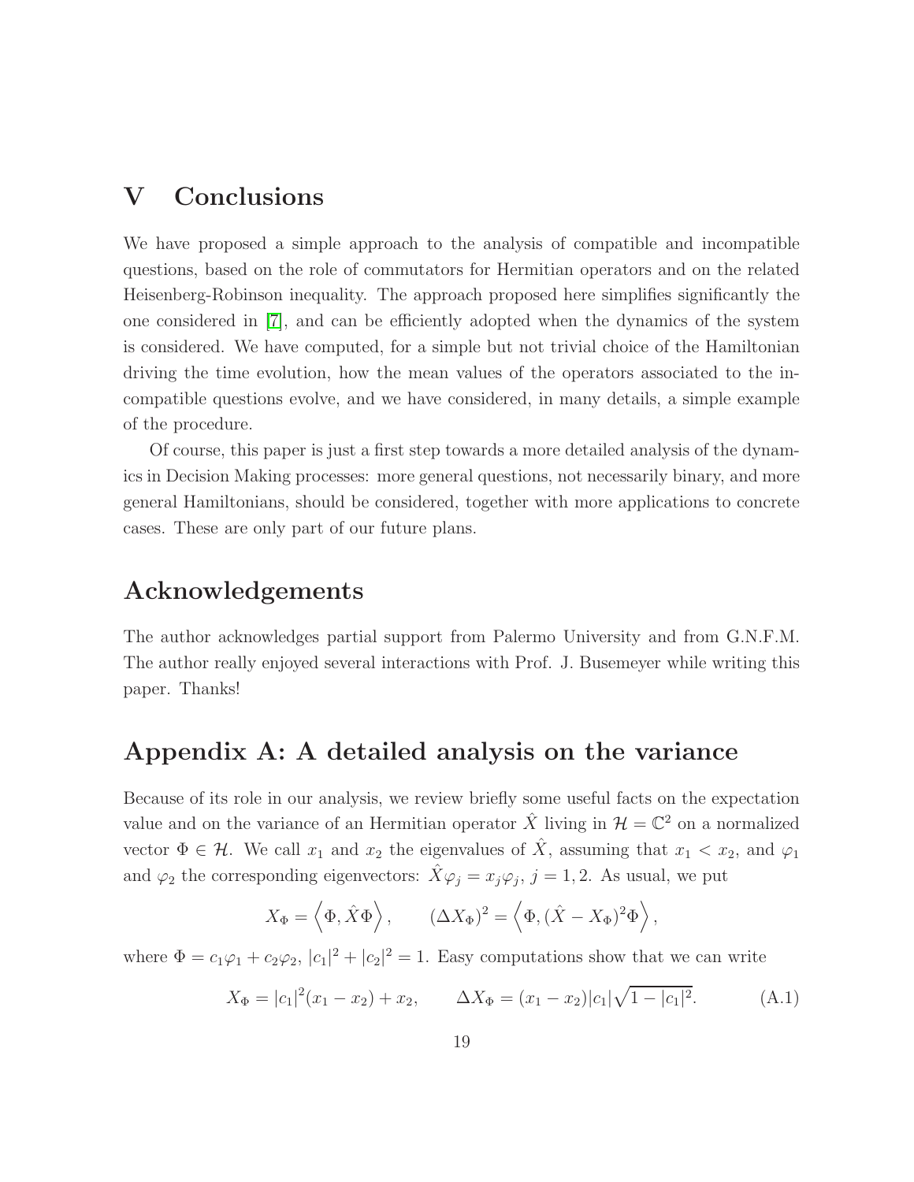## V Conclusions

We have proposed a simple approach to the analysis of compatible and incompatible questions, based on the role of commutators for Hermitian operators and on the related Heisenberg-Robinson inequality. The approach proposed here simplifies significantly the one considered in [7], and can be efficiently adopted when the dynamics of the system is considered. We have computed, for a simple but not trivial choice of the Hamiltonian driving the time evolution, how the mean values of the operators associated to the incompatible questions evolve, and we have considered, in many details, a simple example of the procedure.

Of course, this paper is just a first step towards a more detailed analysis of the dynamics in Decision Making processes: more general questions, not necessarily binary, and more general Hamiltonians, should be considered, together with more applications to concrete cases. These are only part of our future plans.

## Acknowledgements

The author acknowledges partial support from Palermo University and from G.N.F.M. The author really enjoyed several interactions with Prof. J. Busemeyer while writing this paper. Thanks!

## Appendix A: A detailed analysis on the variance

Because of its role in our analysis, we review briefly some useful facts on the expectation value and on the variance of an Hermitian operator $\hat{X}$ living in $\mathcal{H} = \mathbb{C}^2$ on a normalized vector $\Phi \in \mathcal{H}$. We call $x_1$ and $x_2$ the eigenvalues of $\hat{X}$, assuming that $x_1 < x_2$, and $\varphi_1$ and $\varphi_2$ the corresponding eigenvectors: $\hat{X}\varphi_j = x_j\varphi_j$, $j = 1, 2$. As usual, we put

$$X_\Phi = \left\langle \Phi, \hat{X}\Phi \right\rangle, \qquad (\Delta X_\Phi)^2 = \left\langle \Phi, (\hat{X} - X_\Phi)^2\Phi \right\rangle,$$

where $\Phi = c_1\varphi_1 + c_2\varphi_2$, $|c_1|^2 + |c_2|^2 = 1$. Easy computations show that we can write

$$X_\Phi = |c_1|^2(x_1 - x_2) + x_2, \qquad \Delta X_\Phi = (x_1 - x_2)|c_1|\sqrt{1 - |c_1|^2}. \tag{A.1}$$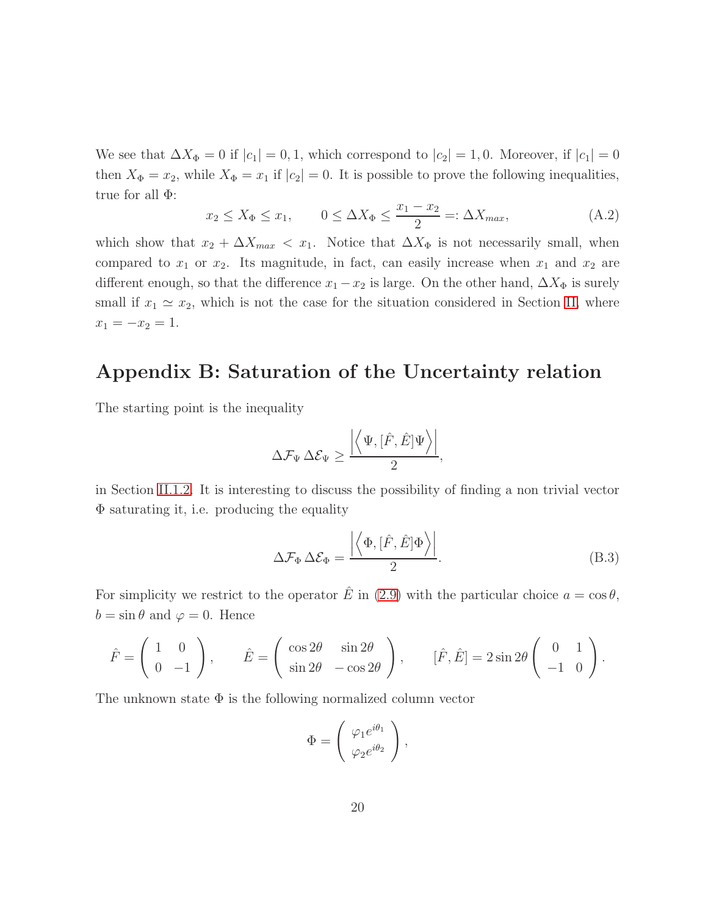We see that $\Delta X_\Phi = 0$ if $|c_1| = 0, 1$, which correspond to $|c_2| = 1, 0$. Moreover, if $|c_1| = 0$ then $X_\Phi = x_2$, while $X_\Phi = x_1$ if $|c_2| = 0$. It is possible to prove the following inequalities, true for all $\Phi$:

$$x_2 \leq X_\Phi \leq x_1, \qquad 0 \leq \Delta X_\Phi \leq \frac{x_1 - x_2}{2} =: \Delta X_{max}, \tag{A.2}$$

which show that $x_2 + \Delta X_{max} < x_1$. Notice that $\Delta X_\Phi$ is not necessarily small, when compared to $x_1$ or $x_2$. Its magnitude, in fact, can easily increase when $x_1$ and $x_2$ are different enough, so that the difference $x_1 - x_2$ is large. On the other hand, $\Delta X_\Phi$ is surely small if $x_1 \simeq x_2$, which is not the case for the situation considered in Section II, where $x_1 = -x_2 = 1$.

## Appendix B: Saturation of the Uncertainty relation

The starting point is the inequality

$$\Delta\mathcal{F}_\Psi \, \Delta\mathcal{E}_\Psi \geq \frac{\left|\left\langle \Psi, [\hat{F}, \hat{E}]\Psi \right\rangle\right|}{2},$$

in Section II.1.2. It is interesting to discuss the possibility of finding a non trivial vector $\Phi$ saturating it, i.e. producing the equality

$$\Delta\mathcal{F}_\Phi \, \Delta\mathcal{E}_\Phi = \frac{\left|\left\langle \Phi, [\hat{F}, \hat{E}]\Phi \right\rangle\right|}{2}. \tag{B.3}$$

For simplicity we restrict to the operator $\hat{E}$ in (2.9) with the particular choice $a = \cos\theta$, $b = \sin\theta$ and $\varphi = 0$. Hence

$$\hat{F} = \begin{pmatrix} 1 & 0 \\ 0 & -1 \end{pmatrix}, \qquad \hat{E} = \begin{pmatrix} \cos 2\theta & \sin 2\theta \\ \sin 2\theta & -\cos 2\theta \end{pmatrix}, \qquad [\hat{F}, \hat{E}] = 2\sin 2\theta \begin{pmatrix} 0 & 1 \\ -1 & 0 \end{pmatrix}.$$

The unknown state $\Phi$ is the following normalized column vector

$$\Phi = \begin{pmatrix} \varphi_1 e^{i\theta_1} \\ \varphi_2 e^{i\theta_2} \end{pmatrix},$$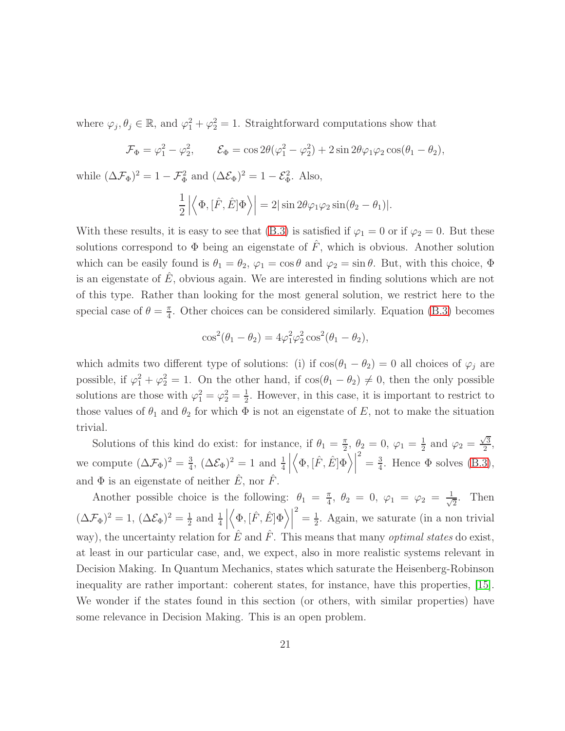where $\varphi_j, \theta_j \in \mathbb{R}$, and $\varphi_1^2 + \varphi_2^2 = 1$. Straightforward computations show that

$$\mathcal{F}_\Phi = \varphi_1^2 - \varphi_2^2, \qquad \mathcal{E}_\Phi = \cos 2\theta(\varphi_1^2 - \varphi_2^2) + 2\sin 2\theta \varphi_1 \varphi_2 \cos(\theta_1 - \theta_2),$$

while $(\Delta \mathcal{F}_\Phi)^2 = 1 - \mathcal{F}_\Phi^2$ and $(\Delta \mathcal{E}_\Phi)^2 = 1 - \mathcal{E}_\Phi^2$. Also,

$$\frac{1}{2}\left|\left\langle \Phi, [\hat{F}, \hat{E}]\Phi \right\rangle\right| = 2|\sin 2\theta \varphi_1 \varphi_2 \sin(\theta_2 - \theta_1)|.$$

With these results, it is easy to see that (B.3) is satisfied if $\varphi_1 = 0$ or if $\varphi_2 = 0$. But these solutions correspond to $\Phi$ being an eigenstate of $\hat{F}$, which is obvious. Another solution which can be easily found is $\theta_1 = \theta_2$, $\varphi_1 = \cos\theta$ and $\varphi_2 = \sin\theta$. But, with this choice, $\Phi$ is an eigenstate of $\hat{E}$, obvious again. We are interested in finding solutions which are not of this type. Rather than looking for the most general solution, we restrict here to the special case of $\theta = \frac{\pi}{4}$. Other choices can be considered similarly. Equation (B.3) becomes

$$\cos^2(\theta_1 - \theta_2) = 4\varphi_1^2 \varphi_2^2 \cos^2(\theta_1 - \theta_2),$$

which admits two different type of solutions: (i) if $\cos(\theta_1 - \theta_2) = 0$ all choices of $\varphi_j$ are possible, if $\varphi_1^2 + \varphi_2^2 = 1$. On the other hand, if $\cos(\theta_1 - \theta_2) \neq 0$, then the only possible solutions are those with $\varphi_1^2 = \varphi_2^2 = \frac{1}{2}$. However, in this case, it is important to restrict to those values of $\theta_1$ and $\theta_2$ for which $\Phi$ is not an eigenstate of $E$, not to make the situation trivial.

Solutions of this kind do exist: for instance, if $\theta_1 = \frac{\pi}{2}$, $\theta_2 = 0$, $\varphi_1 = \frac{1}{2}$ and $\varphi_2 = \frac{\sqrt{3}}{2}$, we compute $(\Delta \mathcal{F}_\Phi)^2 = \frac{3}{4}$, $(\Delta \mathcal{E}_\Phi)^2 = 1$ and $\frac{1}{4}\left|\left\langle \Phi, [\hat{F}, \hat{E}]\Phi \right\rangle\right|^2 = \frac{3}{4}$. Hence $\Phi$ solves (B.3), and $\Phi$ is an eigenstate of neither $\hat{E}$, nor $\hat{F}$.

Another possible choice is the following: $\theta_1 = \frac{\pi}{4}$, $\theta_2 = 0$, $\varphi_1 = \varphi_2 = \frac{1}{\sqrt{2}}$. Then $(\Delta \mathcal{F}_\Phi)^2 = 1$, $(\Delta \mathcal{E}_\Phi)^2 = \frac{1}{2}$ and $\frac{1}{4}\left|\left\langle \Phi, [\hat{F}, \hat{E}]\Phi \right\rangle\right|^2 = \frac{1}{2}$. Again, we saturate (in a non trivial way), the uncertainty relation for $\hat{E}$ and $\hat{F}$. This means that many *optimal states* do exist, at least in our particular case, and, we expect, also in more realistic systems relevant in Decision Making. In Quantum Mechanics, states which saturate the Heisenberg-Robinson inequality are rather important: coherent states, for instance, have this properties, [15]. We wonder if the states found in this section (or others, with similar properties) have some relevance in Decision Making. This is an open problem.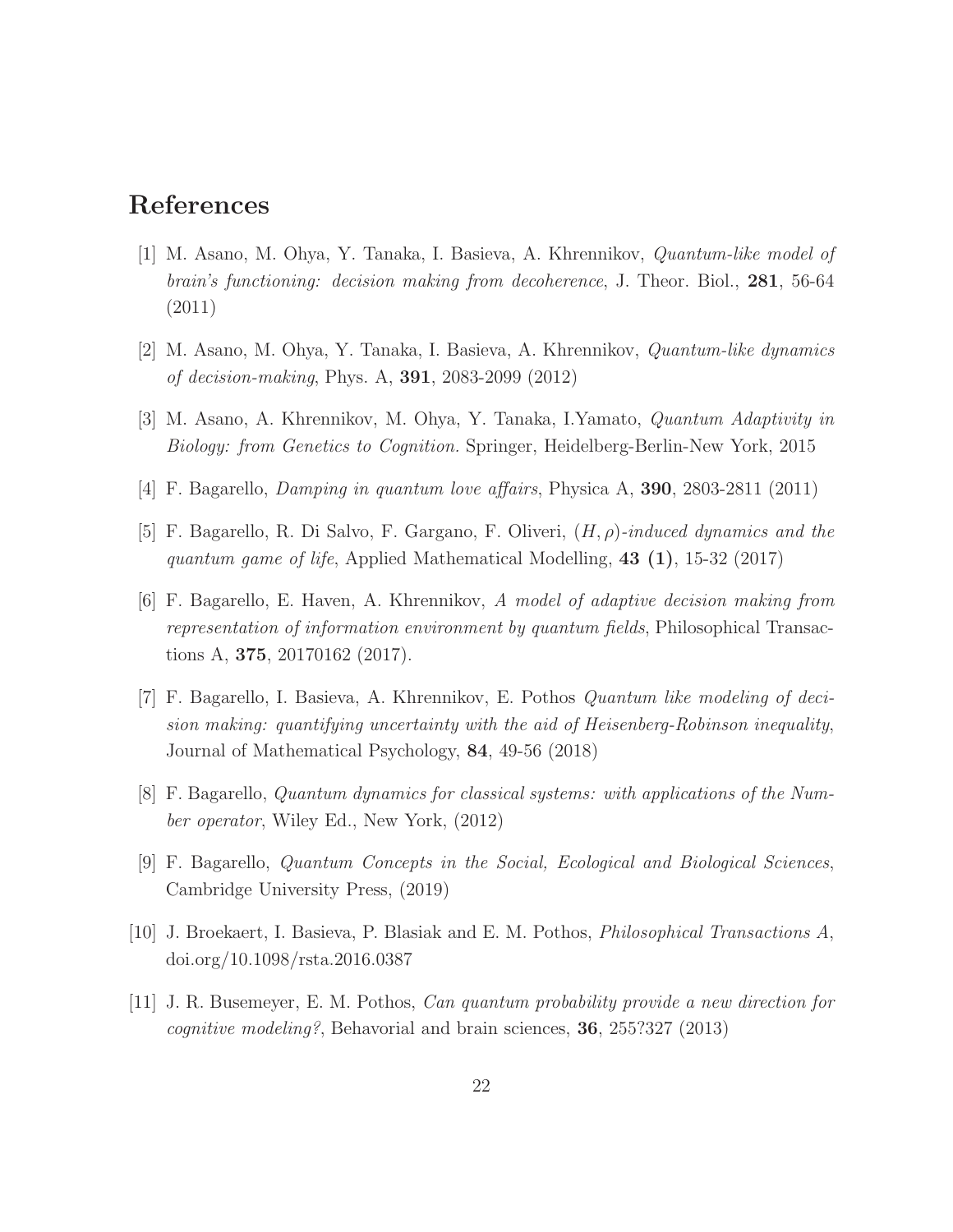# References

[1] M. Asano, M. Ohya, Y. Tanaka, I. Basieva, A. Khrennikov, *Quantum-like model of brain's functioning: decision making from decoherence*, J. Theor. Biol., **281**, 56-64 (2011)

[2] M. Asano, M. Ohya, Y. Tanaka, I. Basieva, A. Khrennikov, *Quantum-like dynamics of decision-making*, Phys. A, **391**, 2083-2099 (2012)

[3] M. Asano, A. Khrennikov, M. Ohya, Y. Tanaka, I.Yamato, *Quantum Adaptivity in Biology: from Genetics to Cognition.* Springer, Heidelberg-Berlin-New York, 2015

[4] F. Bagarello, *Damping in quantum love affairs*, Physica A, **390**, 2803-2811 (2011)

[5] F. Bagarello, R. Di Salvo, F. Gargano, F. Oliveri, *$(H, \rho)$-induced dynamics and the quantum game of life*, Applied Mathematical Modelling, **43 (1)**, 15-32 (2017)

[6] F. Bagarello, E. Haven, A. Khrennikov, *A model of adaptive decision making from representation of information environment by quantum fields*, Philosophical Transactions A, **375**, 20170162 (2017).

[7] F. Bagarello, I. Basieva, A. Khrennikov, E. Pothos *Quantum like modeling of decision making: quantifying uncertainty with the aid of Heisenberg-Robinson inequality*, Journal of Mathematical Psychology, **84**, 49-56 (2018)

[8] F. Bagarello, *Quantum dynamics for classical systems: with applications of the Number operator*, Wiley Ed., New York, (2012)

[9] F. Bagarello, *Quantum Concepts in the Social, Ecological and Biological Sciences*, Cambridge University Press, (2019)

[10] J. Broekaert, I. Basieva, P. Blasiak and E. M. Pothos, *Philosophical Transactions A*, doi.org/10.1098/rsta.2016.0387

[11] J. R. Busemeyer, E. M. Pothos, *Can quantum probability provide a new direction for cognitive modeling?*, Behavorial and brain sciences, **36**, 255?327 (2013)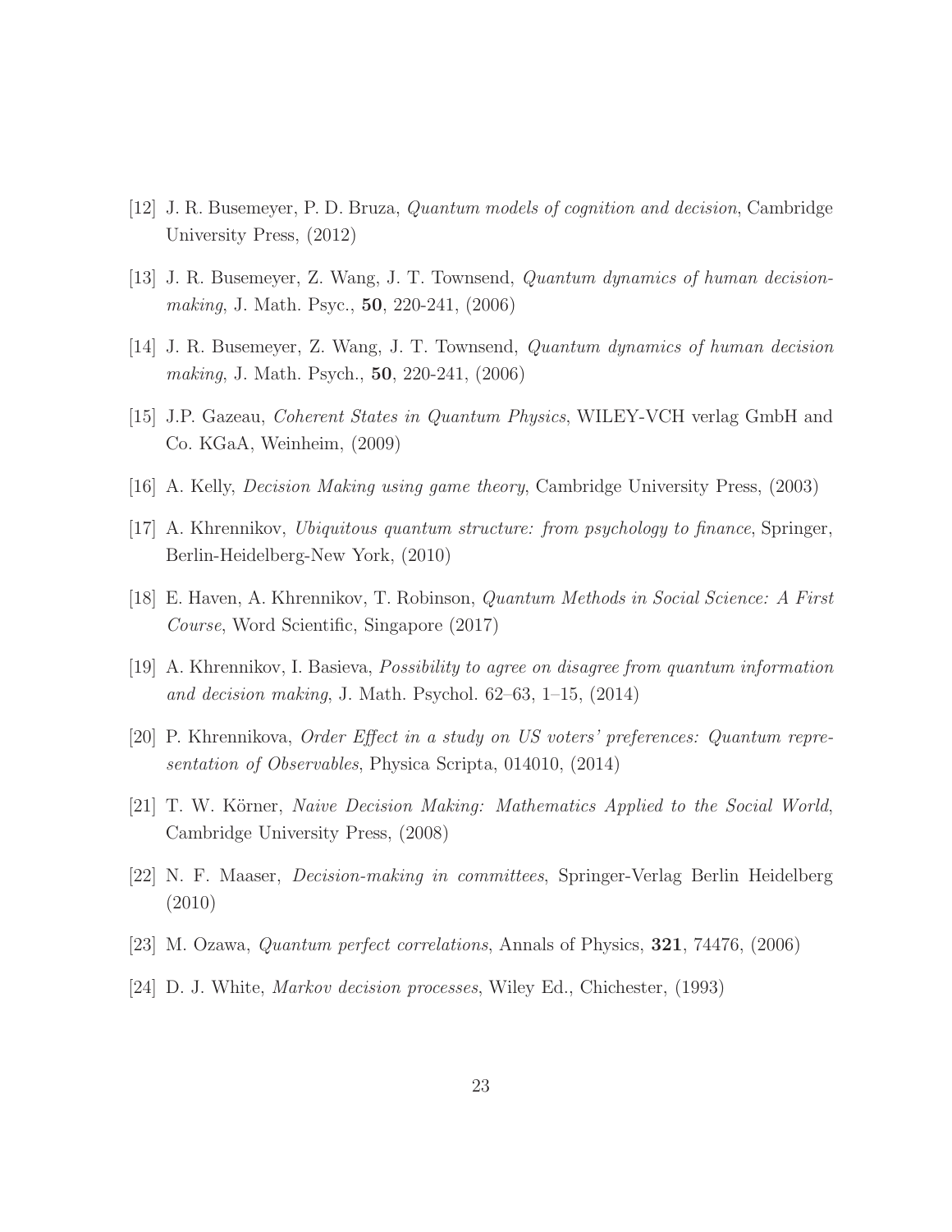[12] J. R. Busemeyer, P. D. Bruza, *Quantum models of cognition and decision*, Cambridge University Press, (2012)

[13] J. R. Busemeyer, Z. Wang, J. T. Townsend, *Quantum dynamics of human decision-making*, J. Math. Psyc., **50**, 220-241, (2006)

[14] J. R. Busemeyer, Z. Wang, J. T. Townsend, *Quantum dynamics of human decision making*, J. Math. Psych., **50**, 220-241, (2006)

[15] J.P. Gazeau, *Coherent States in Quantum Physics*, WILEY-VCH verlag GmbH and Co. KGaA, Weinheim, (2009)

[16] A. Kelly, *Decision Making using game theory*, Cambridge University Press, (2003)

[17] A. Khrennikov, *Ubiquitous quantum structure: from psychology to finance*, Springer, Berlin-Heidelberg-New York, (2010)

[18] E. Haven, A. Khrennikov, T. Robinson, *Quantum Methods in Social Science: A First Course*, Word Scientific, Singapore (2017)

[19] A. Khrennikov, I. Basieva, *Possibility to agree on disagree from quantum information and decision making*, J. Math. Psychol. 62–63, 1–15, (2014)

[20] P. Khrennikova, *Order Effect in a study on US voters' preferences: Quantum representation of Observables*, Physica Scripta, 014010, (2014)

[21] T. W. Körner, *Naive Decision Making: Mathematics Applied to the Social World*, Cambridge University Press, (2008)

[22] N. F. Maaser, *Decision-making in committees*, Springer-Verlag Berlin Heidelberg (2010)

[23] M. Ozawa, *Quantum perfect correlations*, Annals of Physics, **321**, 74476, (2006)

[24] D. J. White, *Markov decision processes*, Wiley Ed., Chichester, (1993)